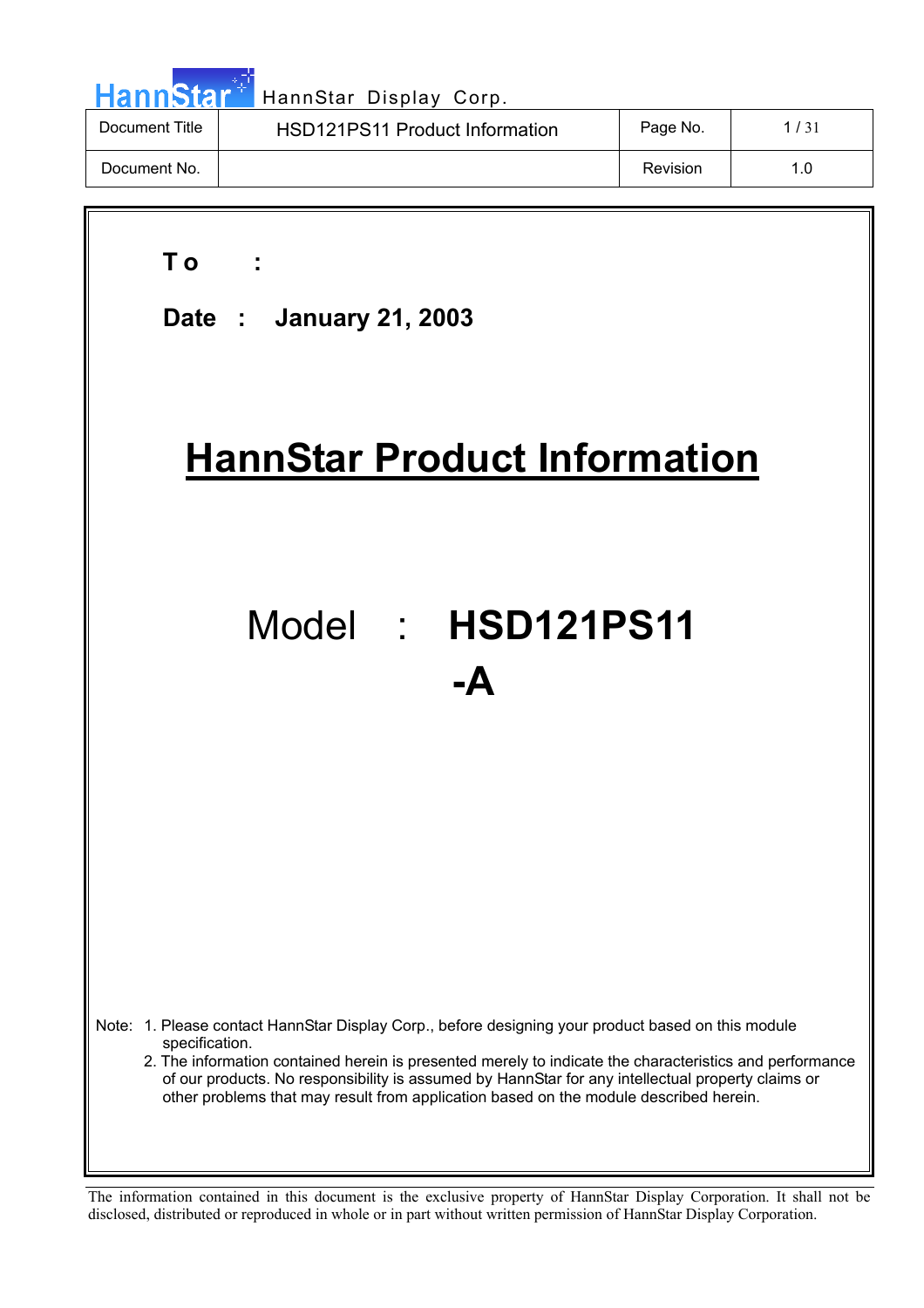| Document Title | HSD121PS11 Product Information | Page No. | 1 / 31 |
| --- | --- | --- | --- |
| Document No. | | Revision | 1.0 |

**To :**

**Date : January 21, 2003**

# HannStar Product Information

## Model : **HSD121PS11 -A**

Note: 1. Please contact HannStar Display Corp., before designing your product based on this module specification.
2. The information contained herein is presented merely to indicate the characteristics and performance of our products. No responsibility is assumed by HannStar for any intellectual property claims or other problems that may result from application based on the module described herein.

The information contained in this document is the exclusive property of HannStar Display Corporation. It shall not be disclosed, distributed or reproduced in whole or in part without written permission of HannStar Display Corporation.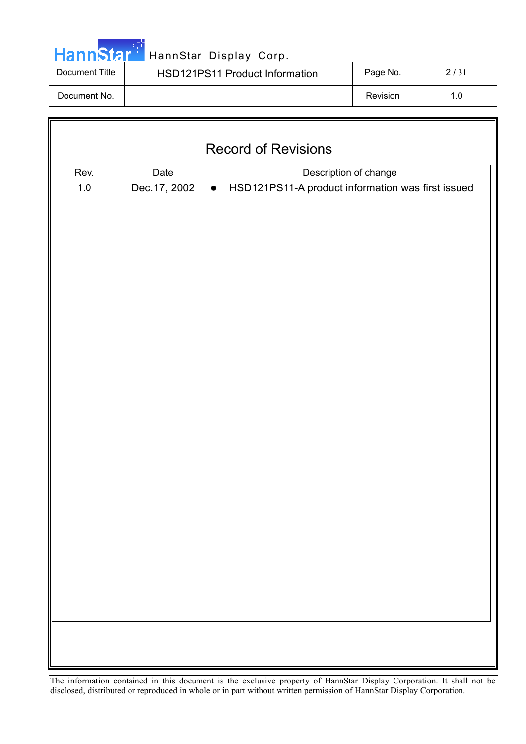# Record of Revisions

| Rev. | Date | Description of change |
| --- | --- | --- |
| 1.0 | Dec.17, 2002 | ● HSD121PS11-A product information was first issued |

The information contained in this document is the exclusive property of HannStar Display Corporation. It shall not be disclosed, distributed or reproduced in whole or in part without written permission of HannStar Display Corporation.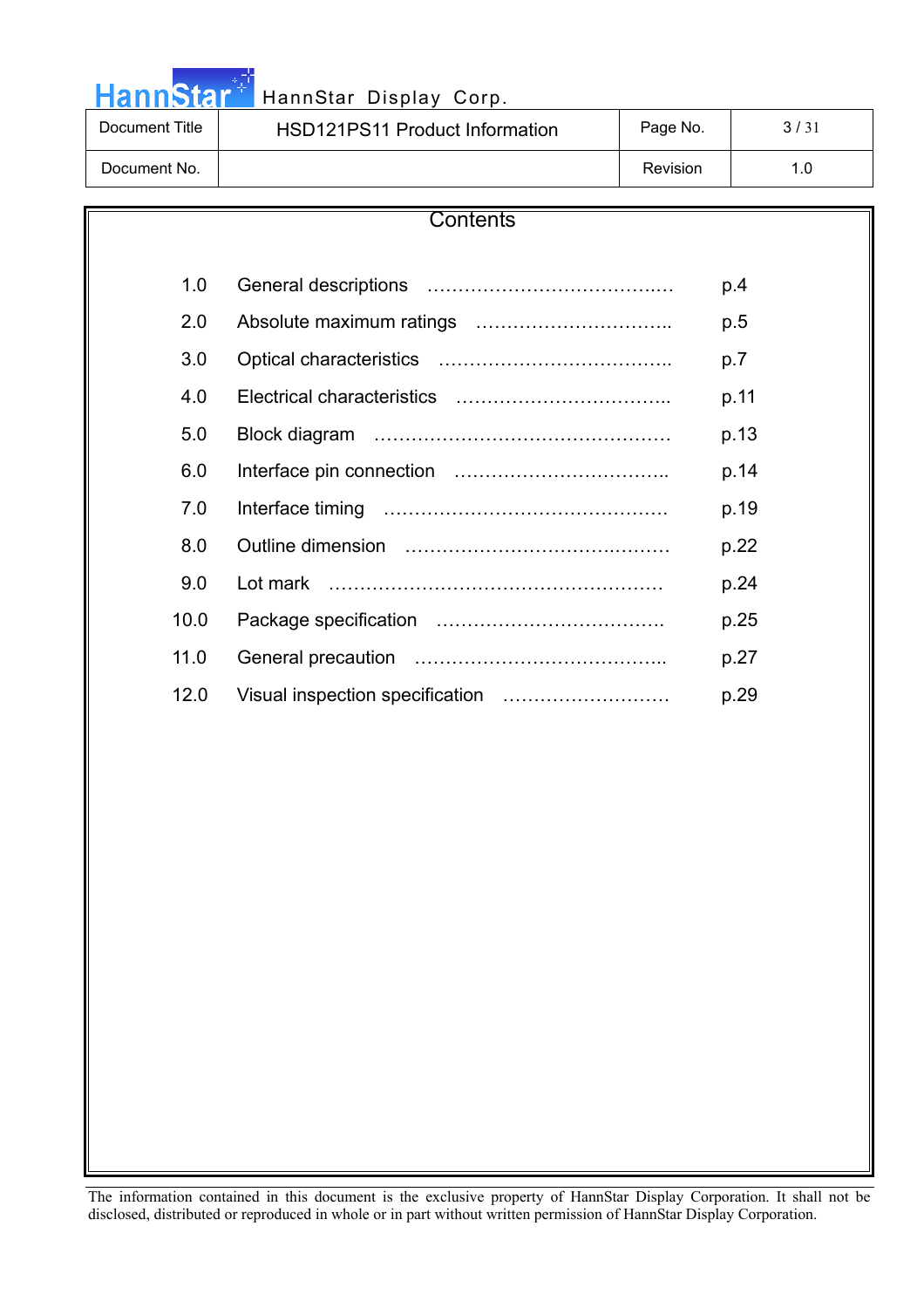# Contents

| | | |
|---|---|---|
| 1.0 | General descriptions | p.4 |
| 2.0 | Absolute maximum ratings | p.5 |
| 3.0 | Optical characteristics | p.7 |
| 4.0 | Electrical characteristics | p.11 |
| 5.0 | Block diagram | p.13 |
| 6.0 | Interface pin connection | p.14 |
| 7.0 | Interface timing | p.19 |
| 8.0 | Outline dimension | p.22 |
| 9.0 | Lot mark | p.24 |
| 10.0 | Package specification | p.25 |
| 11.0 | General precaution | p.27 |
| 12.0 | Visual inspection specification | p.29 |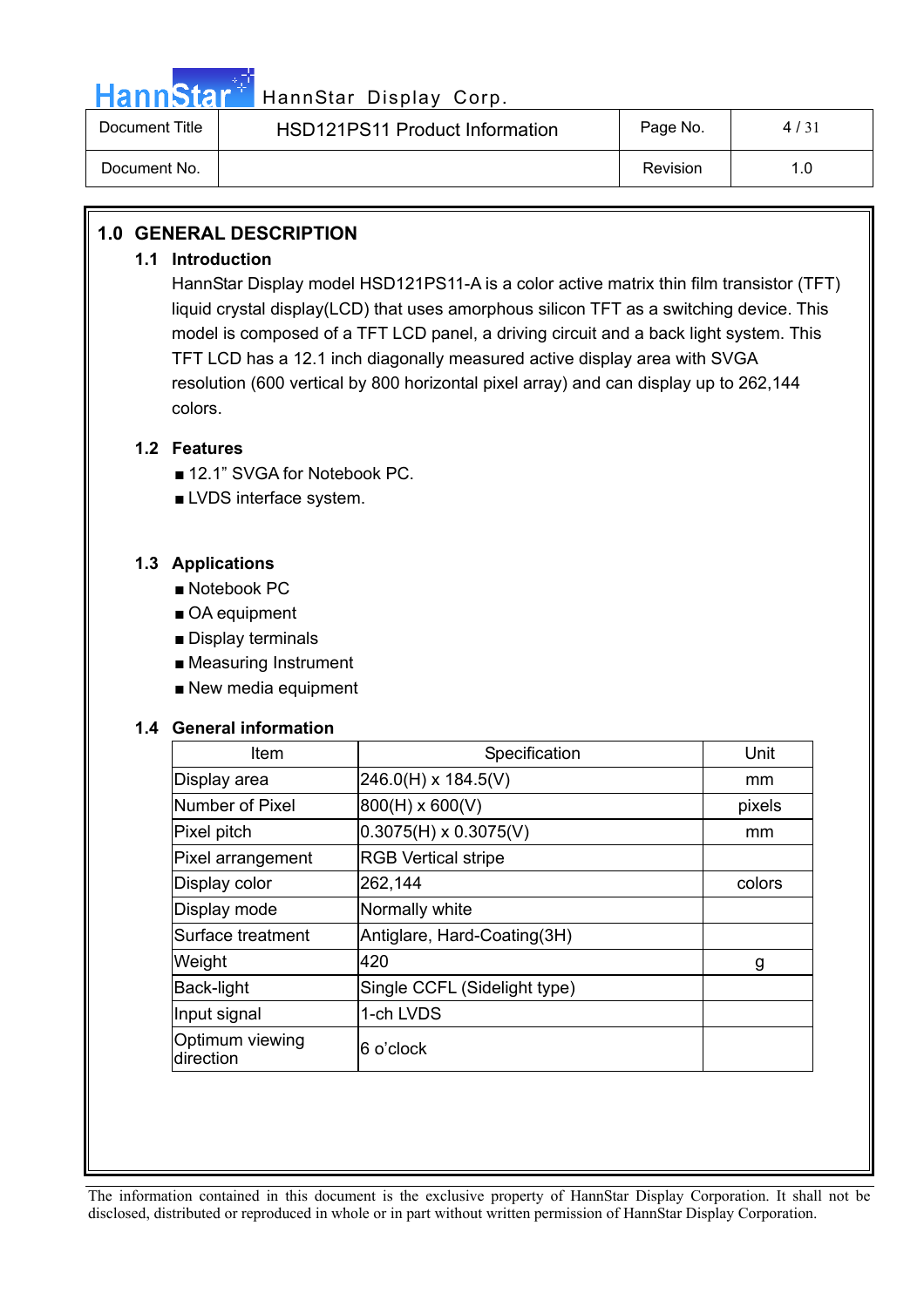# 1.0 GENERAL DESCRIPTION

## 1.1 Introduction

HannStar Display model HSD121PS11-A is a color active matrix thin film transistor (TFT) liquid crystal display(LCD) that uses amorphous silicon TFT as a switching device. This model is composed of a TFT LCD panel, a driving circuit and a back light system. This TFT LCD has a 12.1 inch diagonally measured active display area with SVGA resolution (600 vertical by 800 horizontal pixel array) and can display up to 262,144 colors.

## 1.2 Features

- 12.1" SVGA for Notebook PC.
- LVDS interface system.

## 1.3 Applications

- Notebook PC
- OA equipment
- Display terminals
- Measuring Instrument
- New media equipment

## 1.4 General information

| Item | Specification | Unit |
|---|---|---|
| Display area | 246.0(H) x 184.5(V) | mm |
| Number of Pixel | 800(H) x 600(V) | pixels |
| Pixel pitch | 0.3075(H) x 0.3075(V) | mm |
| Pixel arrangement | RGB Vertical stripe | |
| Display color | 262,144 | colors |
| Display mode | Normally white | |
| Surface treatment | Antiglare, Hard-Coating(3H) | |
| Weight | 420 | g |
| Back-light | Single CCFL (Sidelight type) | |
| Input signal | 1-ch LVDS | |
| Optimum viewing direction | 6 o'clock | |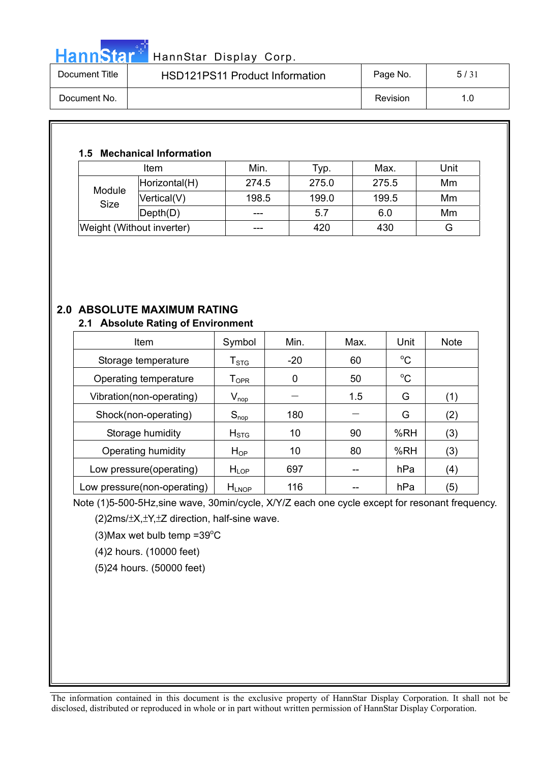### 1.5 Mechanical Information

| Item | | Min. | Typ. | Max. | Unit |
|---|---|---|---|---|---|
| Module Size | Horizontal(H) | 274.5 | 275.0 | 275.5 | Mm |
| | Vertical(V) | 198.5 | 199.0 | 199.5 | Mm |
| | Depth(D) | --- | 5.7 | 6.0 | Mm |
| Weight (Without inverter) | | --- | 420 | 430 | G |

## 2.0 ABSOLUTE MAXIMUM RATING

### 2.1 Absolute Rating of Environment

| Item | Symbol | Min. | Max. | Unit | Note |
|---|---|---|---|---|---|
| Storage temperature | $T_{STG}$ | -20 | 60 | $^{o}C$ | |
| Operating temperature | $T_{OPR}$ | 0 | 50 | $^{o}C$ | |
| Vibration(non-operating) | $V_{nop}$ | — | 1.5 | G | (1) |
| Shock(non-operating) | $S_{nop}$ | 180 | — | G | (2) |
| Storage humidity | $H_{STG}$ | 10 | 90 | %RH | (3) |
| Operating humidity | $H_{OP}$ | 10 | 80 | %RH | (3) |
| Low pressure(operating) | $H_{LOP}$ | 697 | -- | hPa | (4) |
| Low pressure(non-operating) | $H_{LNOP}$ | 116 | -- | hPa | (5) |

Note (1)5-500-5Hz,sine wave, 30min/cycle, X/Y/Z each one cycle except for resonant frequency.

(2)2ms/±X,±Y,±Z direction, half-sine wave.

(3)Max wet bulb temp =39$^{o}$C

(4)2 hours. (10000 feet)

(5)24 hours. (50000 feet)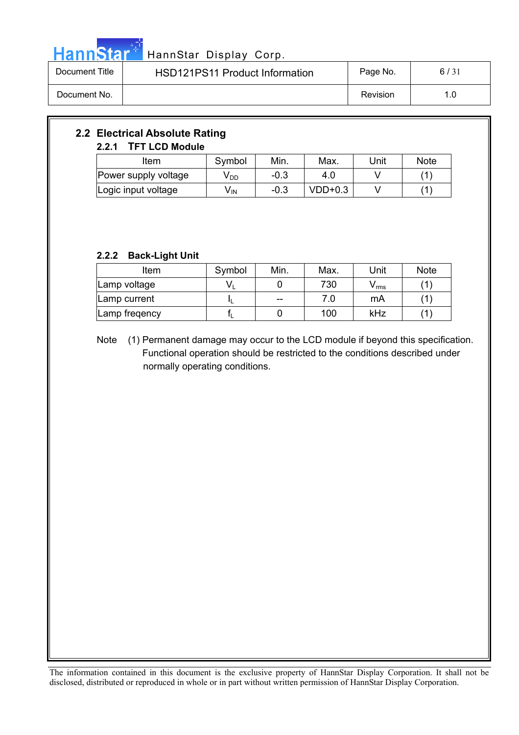## 2.2 Electrical Absolute Rating

### 2.2.1 TFT LCD Module

| Item | Symbol | Min. | Max. | Unit | Note |
|---|---|---|---|---|---|
| Power supply voltage | $V_{DD}$ | -0.3 | 4.0 | V | (1) |
| Logic input voltage | $V_{IN}$ | -0.3 | VDD+0.3 | V | (1) |

### 2.2.2 Back-Light Unit

| Item | Symbol | Min. | Max. | Unit | Note |
|---|---|---|---|---|---|
| Lamp voltage | $V_L$ | 0 | 730 | $V_{rms}$ | (1) |
| Lamp current | $I_L$ | -- | 7.0 | mA | (1) |
| Lamp freqency | $f_L$ | 0 | 100 | kHz | (1) |

Note (1) Permanent damage may occur to the LCD module if beyond this specification. Functional operation should be restricted to the conditions described under normally operating conditions.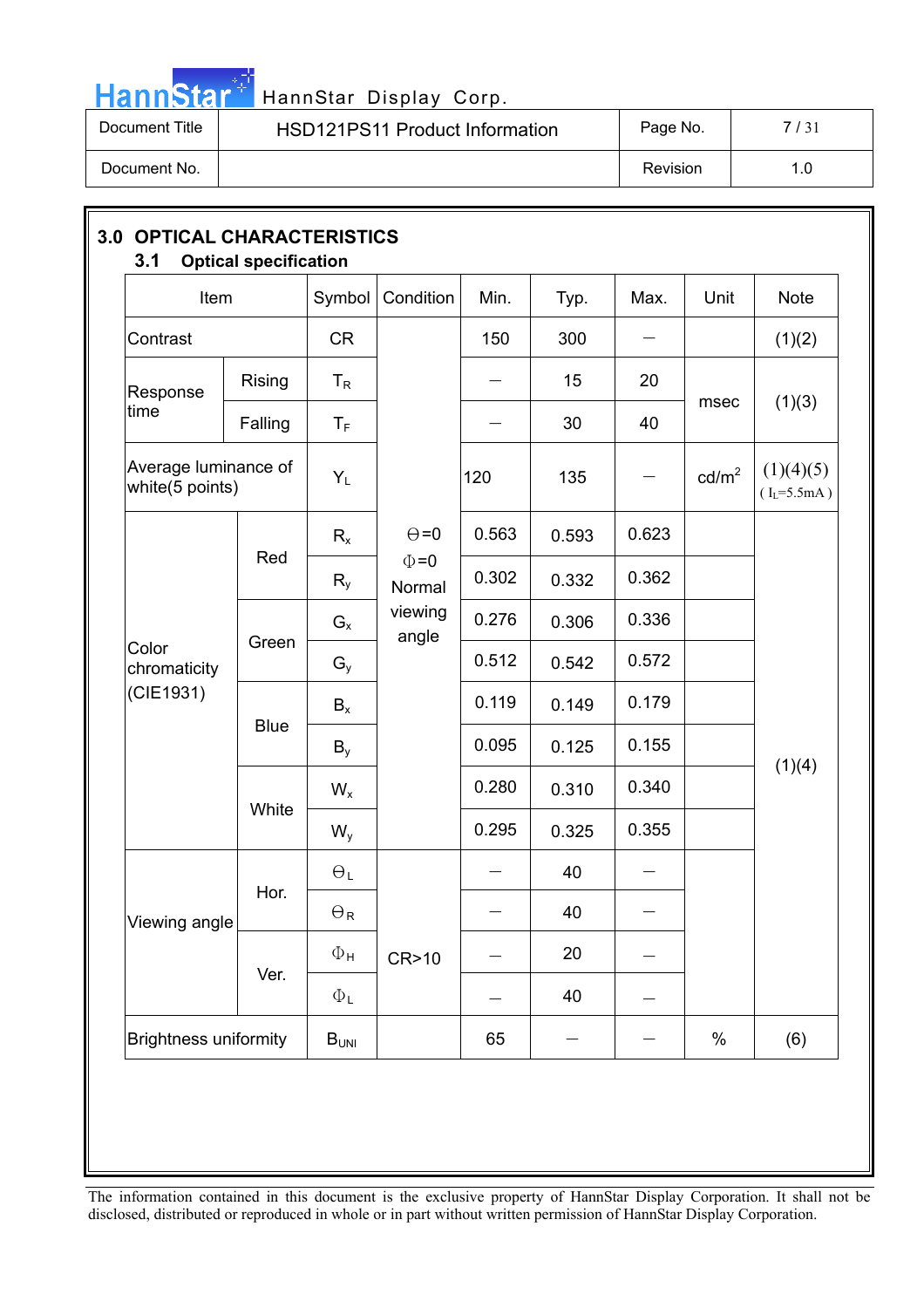## 3.0 OPTICAL CHARACTERISTICS

### 3.1 Optical specification

| Item | | Symbol | Condition | Min. | Typ. | Max. | Unit | Note |
|---|---|---|---|---|---|---|---|---|
| Contrast | | CR | Θ=0<br>Φ=0<br>Normal viewing angle | 150 | 300 | — | | (1)(2) |
| Response time | Rising | $T_R$ | | — | 15 | 20 | msec | (1)(3) |
| | Falling | $T_F$ | | — | 30 | 40 | | |
| Average luminance of white(5 points) | | $Y_L$ | | 120 | 135 | — | $cd/m^2$ | (1)(4)(5)<br>( $I_L$=5.5mA ) |
| Color chromaticity (CIE1931) | Red | $R_x$ | | 0.563 | 0.593 | 0.623 | | (1)(4) |
| | | $R_y$ | | 0.302 | 0.332 | 0.362 | | |
| | Green | $G_x$ | | 0.276 | 0.306 | 0.336 | | |
| | | $G_y$ | | 0.512 | 0.542 | 0.572 | | |
| | Blue | $B_x$ | | 0.119 | 0.149 | 0.179 | | |
| | | $B_y$ | | 0.095 | 0.125 | 0.155 | | |
| | White | $W_x$ | | 0.280 | 0.310 | 0.340 | | |
| | | $W_y$ | | 0.295 | 0.325 | 0.355 | | |
| Viewing angle | Hor. | $\Theta_L$ | CR>10 | — | 40 | — | | |
| | | $\Theta_R$ | | — | 40 | — | | |
| | Ver. | $\Phi_H$ | | — | 20 | — | | |
| | | $\Phi_L$ | | — | 40 | — | | |
| Brightness uniformity | | $B_{UNI}$ | | 65 | — | — | % | (6) |

The information contained in this document is the exclusive property of HannStar Display Corporation. It shall not be disclosed, distributed or reproduced in whole or in part without written permission of HannStar Display Corporation.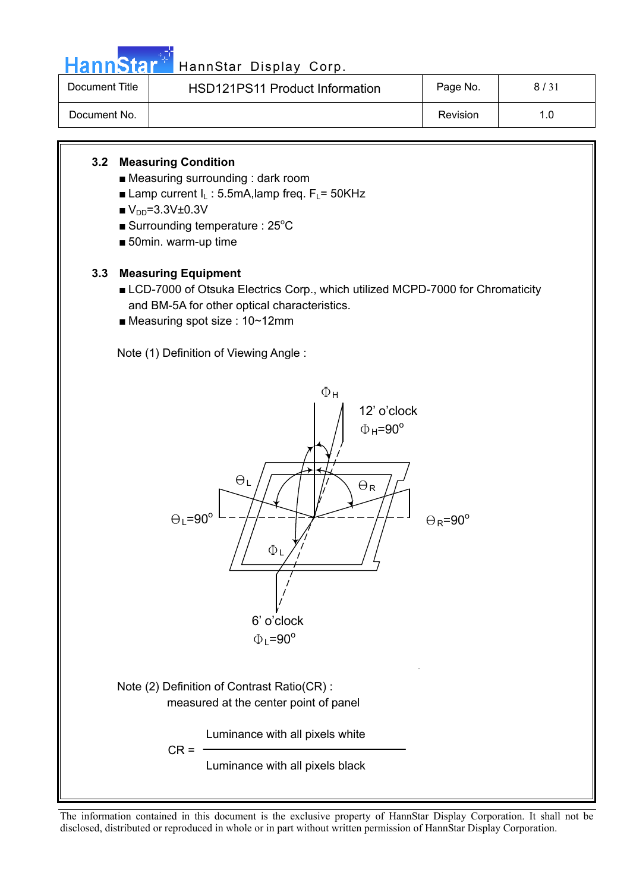### 3.2 Measuring Condition

- Measuring surrounding : dark room
- Lamp current $I_L$ : 5.5mA,lamp freq. $F_L$= 50KHz
- $V_{DD}$=3.3V±0.3V
- Surrounding temperature : 25°C
- 50min. warm-up time

### 3.3 Measuring Equipment

- LCD-7000 of Otsuka Electrics Corp., which utilized MCPD-7000 for Chromaticity and BM-5A for other optical characteristics.
- Measuring spot size : 10~12mm

Note (1) Definition of Viewing Angle :

$\Phi_H$

12' o'clock
$\Phi_H$=90°

$\Theta_L$ $\Theta_R$

$\Theta_L$=90° $\Theta_R$=90°

$\Phi_L$

6' o'clock
$\Phi_L$=90°

Note (2) Definition of Contrast Ratio(CR) :
measured at the center point of panel

$$CR = \frac{\text{Luminance with all pixels white}}{\text{Luminance with all pixels black}}$$

The information contained in this document is the exclusive property of HannStar Display Corporation. It shall not be disclosed, distributed or reproduced in whole or in part without written permission of HannStar Display Corporation.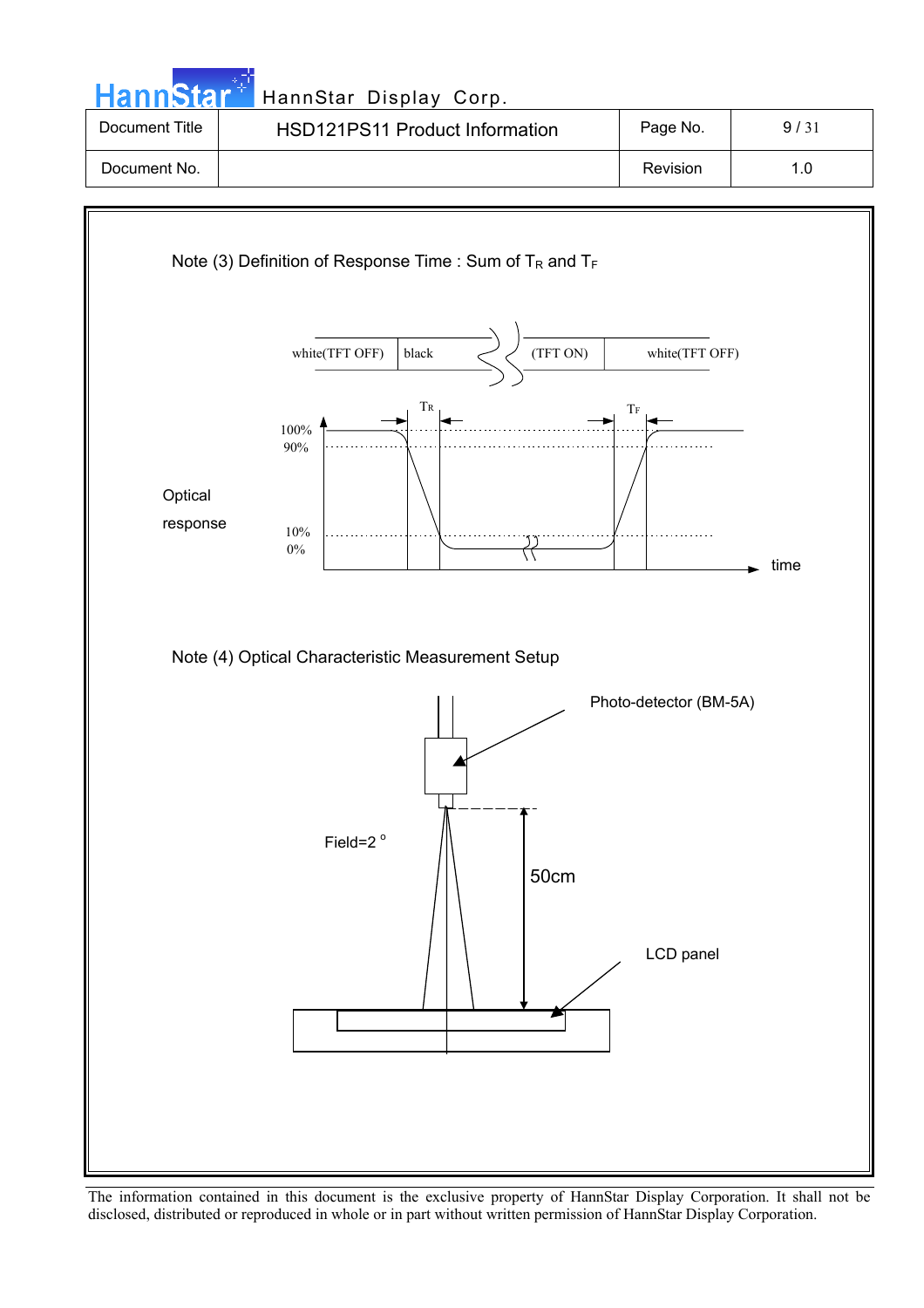Note (3) Definition of Response Time : Sum of $T_R$ and $T_F$

white(TFT OFF) | black | (TFT ON) | white(TFT OFF)

$T_R$ $T_F$

100%
90%

Optical response

10%
0%

time

Note (4) Optical Characteristic Measurement Setup

Photo-detector (BM-5A)

Field=2 °

50cm

LCD panel

The information contained in this document is the exclusive property of HannStar Display Corporation. It shall not be disclosed, distributed or reproduced in whole or in part without written permission of HannStar Display Corporation.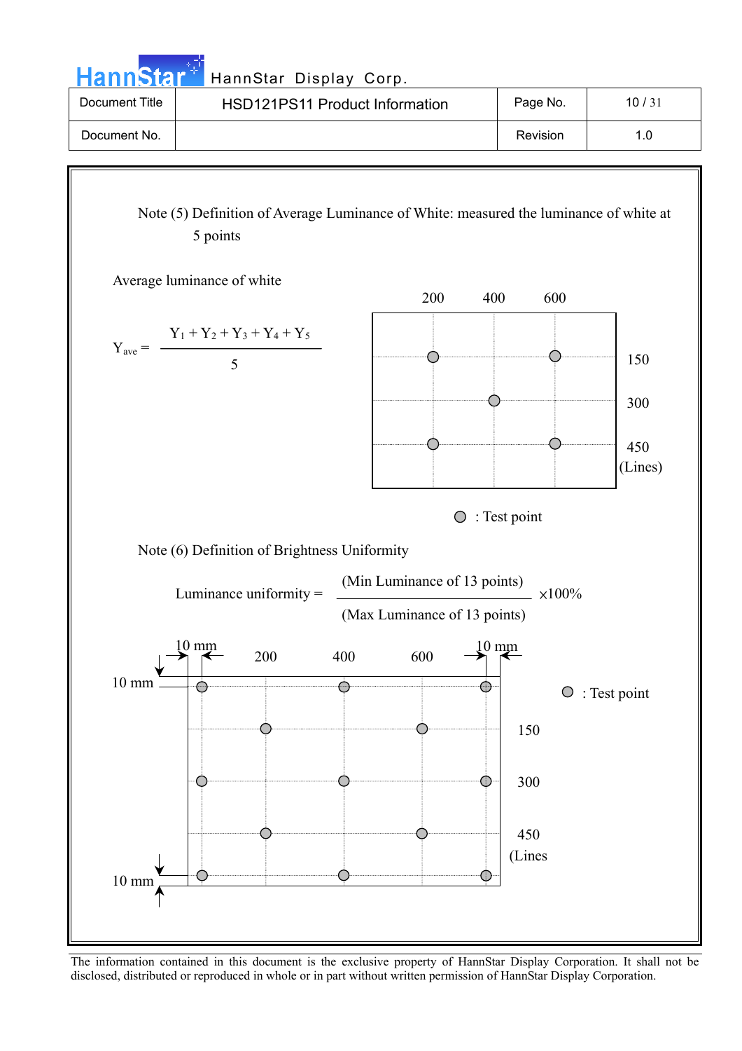Note (5) Definition of Average Luminance of White: measured the luminance of white at 5 points

Average luminance of white

$$Y_{ave} = \frac{Y_1 + Y_2 + Y_3 + Y_4 + Y_5}{5}$$

200 400 600

150

300

450

(Lines)

○ : Test point

Note (6) Definition of Brightness Uniformity

$$\text{Luminance uniformity} = \frac{\text{(Min Luminance of 13 points)}}{\text{(Max Luminance of 13 points)}} \times 100\%$$

10 mm 200 400 600 10 mm

10 mm

○ : Test point

150

300

450

(Lines

10 mm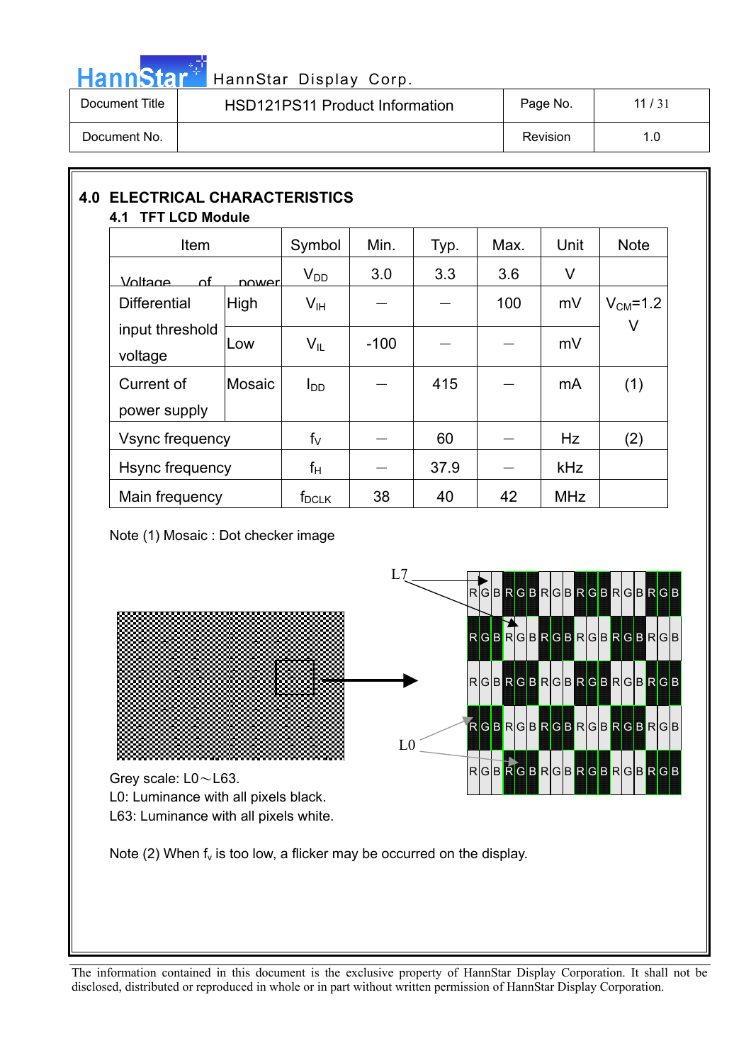## 4.0 ELECTRICAL CHARACTERISTICS

### 4.1 TFT LCD Module

| Item | | Symbol | Min. | Typ. | Max. | Unit | Note |
|---|---|---|---|---|---|---|---|
| Voltage of power | | $V_{DD}$ | 3.0 | 3.3 | 3.6 | V | |
| Differential input threshold voltage | High | $V_{IH}$ | — | — | 100 | mV | $V_{CM}$=1.2 V |
| | Low | $V_{IL}$ | -100 | — | — | mV | |
| Current of power supply | Mosaic | $I_{DD}$ | — | 415 | — | mA | (1) |
| Vsync frequency | | $f_V$ | — | 60 | — | Hz | (2) |
| Hsync frequency | | $f_H$ | — | 37.9 | — | kHz | |
| Main frequency | | $f_{DCLK}$ | 38 | 40 | 42 | MHz | |

Note (1) Mosaic : Dot checker image

L7

L0

Grey scale: L0～L63.
L0: Luminance with all pixels black.
L63: Luminance with all pixels white.

Note (2) When $f_v$ is too low, a flicker may be occurred on the display.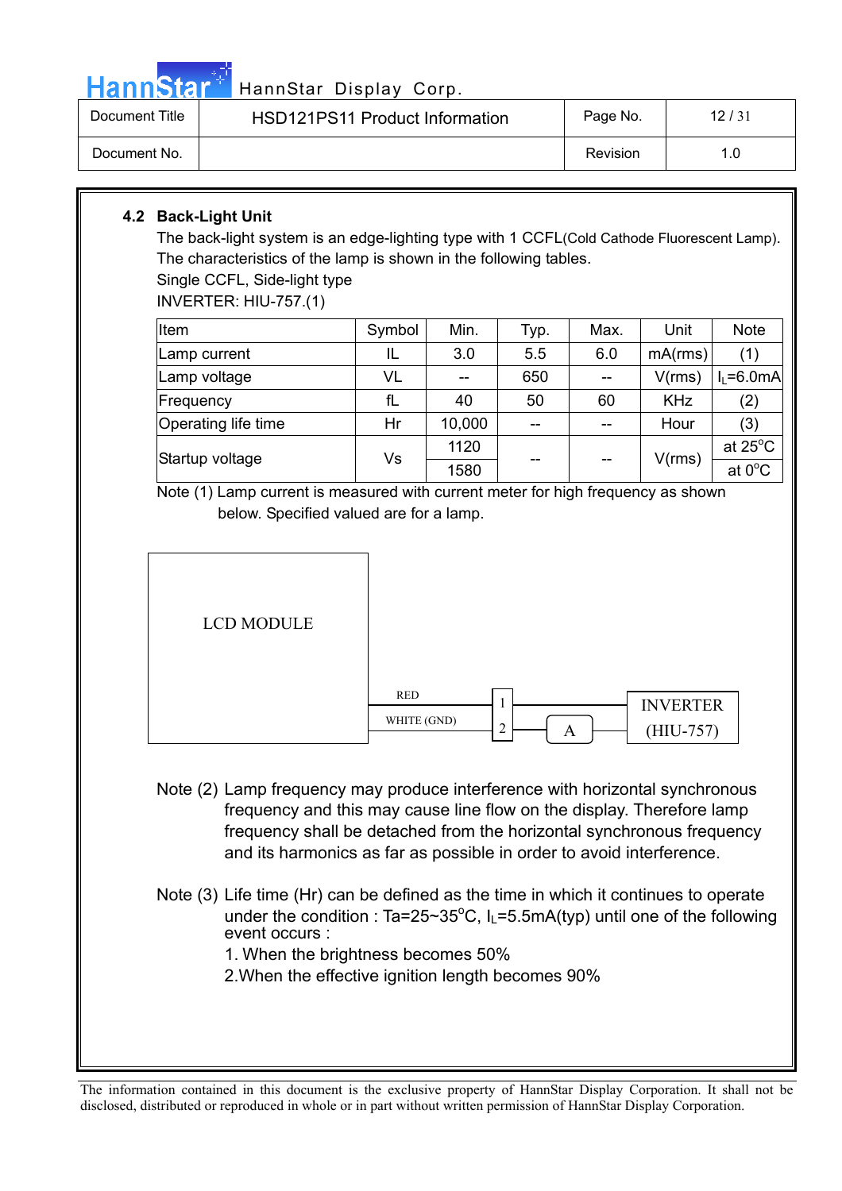### 4.2 Back-Light Unit

The back-light system is an edge-lighting type with 1 CCFL(Cold Cathode Fluorescent Lamp). The characteristics of the lamp is shown in the following tables.

Single CCFL, Side-light type

INVERTER: HIU-757.(1)

| Item | Symbol | Min. | Typ. | Max. | Unit | Note |
|---|---|---|---|---|---|---|
| Lamp current | IL | 3.0 | 5.5 | 6.0 | mA(rms) | (1) |
| Lamp voltage | VL | -- | 650 | -- | V(rms) | $I_L$=6.0mA |
| Frequency | fL | 40 | 50 | 60 | KHz | (2) |
| Operating life time | Hr | 10,000 | -- | -- | Hour | (3) |
| Startup voltage | Vs | 1120 | -- | -- | V(rms) | at 25°C |
| | | 1580 | | | | at 0°C |

Note (1) Lamp current is measured with current meter for high frequency as shown below. Specified valued are for a lamp.

LCD MODULE — RED — 1 — INVERTER (HIU-757); WHITE (GND) — 2 — A — INVERTER (HIU-757)

Note (2) Lamp frequency may produce interference with horizontal synchronous frequency and this may cause line flow on the display. Therefore lamp frequency shall be detached from the horizontal synchronous frequency and its harmonics as far as possible in order to avoid interference.

Note (3) Life time (Hr) can be defined as the time in which it continues to operate under the condition : Ta=25~35°C, $I_L$=5.5mA(typ) until one of the following event occurs :

1. When the brightness becomes 50%
2. When the effective ignition length becomes 90%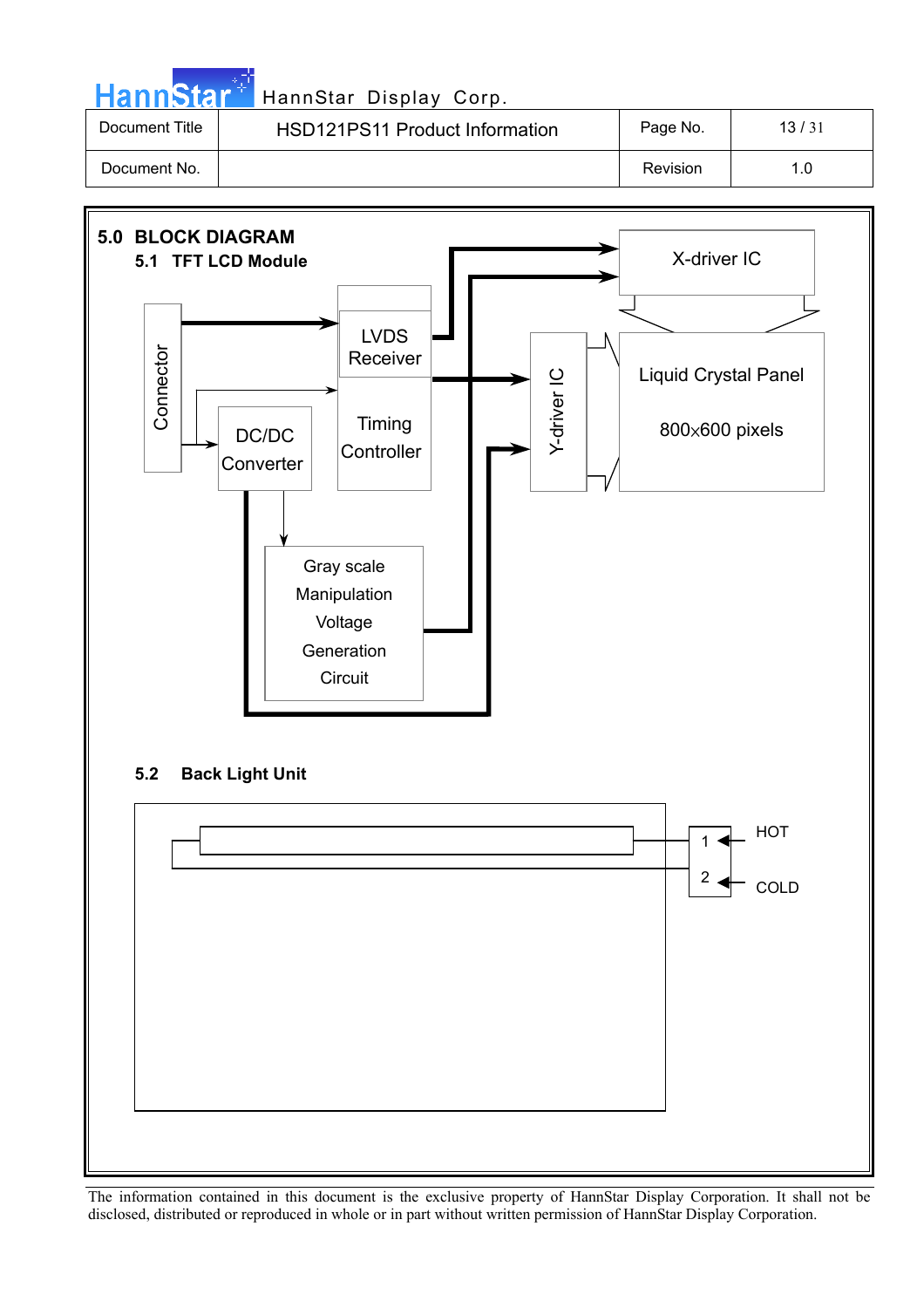| Document Title | HSD121PS11 Product Information | Page No. | 13 / 31 |
| --- | --- | --- | --- |
| Document No. | | Revision | 1.0 |

## 5.0 BLOCK DIAGRAM

### 5.1 TFT LCD Module

Connector

LVDS Receiver

Timing Controller

DC/DC Converter

Gray scale Manipulation Voltage Generation Circuit

X-driver IC

Y-driver IC

Liquid Crystal Panel

800x600 pixels

### 5.2 Back Light Unit

1 HOT

2 COLD

The information contained in this document is the exclusive property of HannStar Display Corporation. It shall not be disclosed, distributed or reproduced in whole or in part without written permission of HannStar Display Corporation.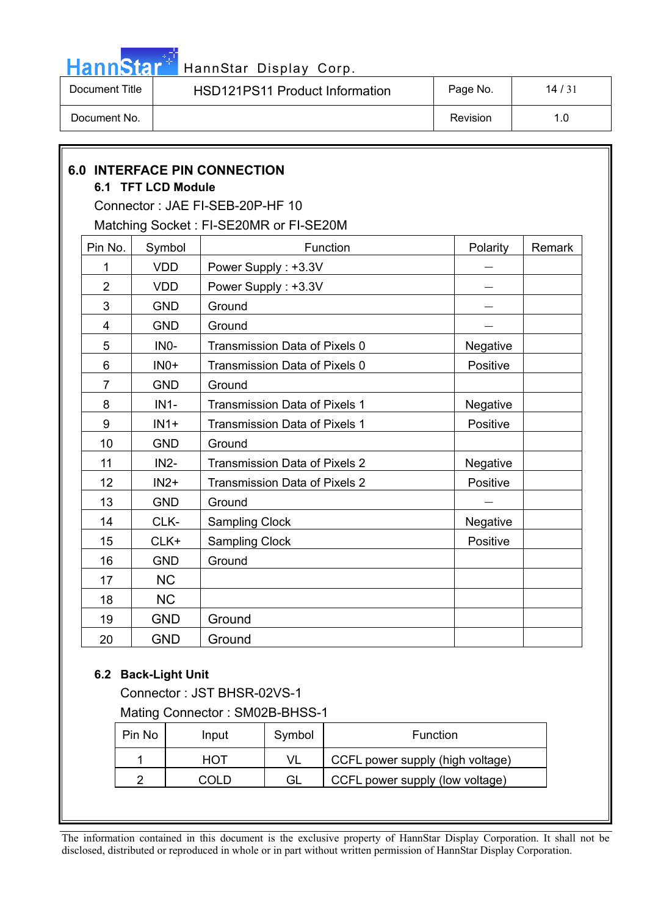## 6.0 INTERFACE PIN CONNECTION

### 6.1 TFT LCD Module

Connector : JAE FI-SEB-20P-HF 10

Matching Socket : FI-SE20MR or FI-SE20M

| Pin No. | Symbol | Function | Polarity | Remark |
|---|---|---|---|---|
| 1 | VDD | Power Supply : +3.3V | — | |
| 2 | VDD | Power Supply : +3.3V | — | |
| 3 | GND | Ground | — | |
| 4 | GND | Ground | — | |
| 5 | IN0- | Transmission Data of Pixels 0 | Negative | |
| 6 | IN0+ | Transmission Data of Pixels 0 | Positive | |
| 7 | GND | Ground | | |
| 8 | IN1- | Transmission Data of Pixels 1 | Negative | |
| 9 | IN1+ | Transmission Data of Pixels 1 | Positive | |
| 10 | GND | Ground | | |
| 11 | IN2- | Transmission Data of Pixels 2 | Negative | |
| 12 | IN2+ | Transmission Data of Pixels 2 | Positive | |
| 13 | GND | Ground | — | |
| 14 | CLK- | Sampling Clock | Negative | |
| 15 | CLK+ | Sampling Clock | Positive | |
| 16 | GND | Ground | | |
| 17 | NC | | | |
| 18 | NC | | | |
| 19 | GND | Ground | | |
| 20 | GND | Ground | | |

### 6.2 Back-Light Unit

Connector : JST BHSR-02VS-1

Mating Connector : SM02B-BHSS-1

| Pin No | Input | Symbol | Function |
|---|---|---|---|
| 1 | HOT | VL | CCFL power supply (high voltage) |
| 2 | COLD | GL | CCFL power supply (low voltage) |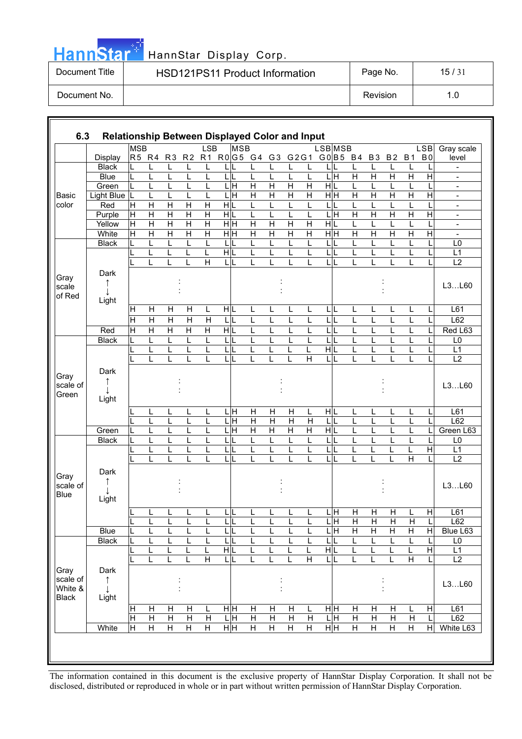### 6.3 Relationship Between Displayed Color and Input

| | Display | R5 (MSB) | R4 | R3 | R2 | R1 | R0 (LSB) | G5 (MSB) | G4 | G3 | G2 | G1 | G0 (LSB) | B5 (MSB) | B4 | B3 | B2 | B1 | B0 (LSB) | Gray scale level |
|---|---|---|---|---|---|---|---|---|---|---|---|---|---|---|---|---|---|---|---|---|
| Basic color | Black | L | L | L | L | L | L | L | L | L | L | L | L | L | L | L | L | L | L | - |
| | Blue | L | L | L | L | L | L | L | L | L | L | L | L | H | H | H | H | H | H | - |
| | Green | L | L | L | L | L | L | H | H | H | H | H | H | L | L | L | L | L | L | - |
| | Light Blue | L | L | L | L | L | L | H | H | H | H | H | H | H | H | H | H | H | H | - |
| | Red | H | H | H | H | H | H | L | L | L | L | L | L | L | L | L | L | L | L | - |
| | Purple | H | H | H | H | H | H | L | L | L | L | L | L | H | H | H | H | H | H | - |
| | Yellow | H | H | H | H | H | H | H | H | H | H | H | H | L | L | L | L | L | L | - |
| | White | H | H | H | H | H | H | H | H | H | H | H | H | H | H | H | H | H | H | - |
| Gray scale of Red | Black | L | L | L | L | L | L | L | L | L | L | L | L | L | L | L | L | L | L | L0 |
| | Dark ↑ ↓ Light | L | L | L | L | L | H | L | L | L | L | L | L | L | L | L | L | L | L | L1 |
| | | L | L | L | L | H | L | L | L | L | L | L | L | L | L | L | L | L | L | L2 |
| | | : | | | | | | : | | | | | | : | | | | | | L3…L60 |
| | | H | H | H | H | L | H | L | L | L | L | L | L | L | L | L | L | L | L | L61 |
| | | H | H | H | H | H | L | L | L | L | L | L | L | L | L | L | L | L | L | L62 |
| | Red | H | H | H | H | H | H | L | L | L | L | L | L | L | L | L | L | L | L | Red L63 |
| Gray scale of Green | Black | L | L | L | L | L | L | L | L | L | L | L | L | L | L | L | L | L | L | L0 |
| | Dark ↑ ↓ Light | L | L | L | L | L | L | L | L | L | L | L | H | L | L | L | L | L | L | L1 |
| | | L | L | L | L | L | L | L | L | L | L | H | L | L | L | L | L | L | L | L2 |
| | | : | | | | | | : | | | | | | : | | | | | | L3…L60 |
| | | L | L | L | L | L | L | H | H | H | H | L | H | L | L | L | L | L | L | L61 |
| | | L | L | L | L | L | L | H | H | H | H | H | L | L | L | L | L | L | L | L62 |
| | Green | L | L | L | L | L | L | H | H | H | H | H | H | L | L | L | L | L | L | Green L63 |
| Gray scale of Blue | Black | L | L | L | L | L | L | L | L | L | L | L | L | L | L | L | L | L | L | L0 |
| | Dark ↑ ↓ Light | L | L | L | L | L | L | L | L | L | L | L | L | L | L | L | L | L | H | L1 |
| | | L | L | L | L | L | L | L | L | L | L | L | L | L | L | L | L | H | L | L2 |
| | | : | | | | | | : | | | | | | : | | | | | | L3…L60 |
| | | L | L | L | L | L | L | L | L | L | L | L | L | H | H | H | H | L | H | L61 |
| | | L | L | L | L | L | L | L | L | L | L | L | L | H | H | H | H | H | L | L62 |
| | Blue | L | L | L | L | L | L | L | L | L | L | L | L | H | H | H | H | H | H | Blue L63 |
| Gray scale of White & Black | Black | L | L | L | L | L | L | L | L | L | L | L | L | L | L | L | L | L | L | L0 |
| | Dark ↑ ↓ Light | L | L | L | L | L | H | L | L | L | L | L | H | L | L | L | L | L | H | L1 |
| | | L | L | L | L | H | L | L | L | L | L | H | L | L | L | L | L | H | L | L2 |
| | | : | | | | | | : | | | | | | : | | | | | | L3…L60 |
| | | H | H | H | H | L | H | H | H | H | H | L | H | H | H | H | H | L | H | L61 |
| | | H | H | H | H | H | L | H | H | H | H | H | L | H | H | H | H | H | L | L62 |
| | White | H | H | H | H | H | H | H | H | H | H | H | H | H | H | H | H | H | H | White L63 |

The information contained in this document is the exclusive property of HannStar Display Corporation. It shall not be disclosed, distributed or reproduced in whole or in part without written permission of HannStar Display Corporation.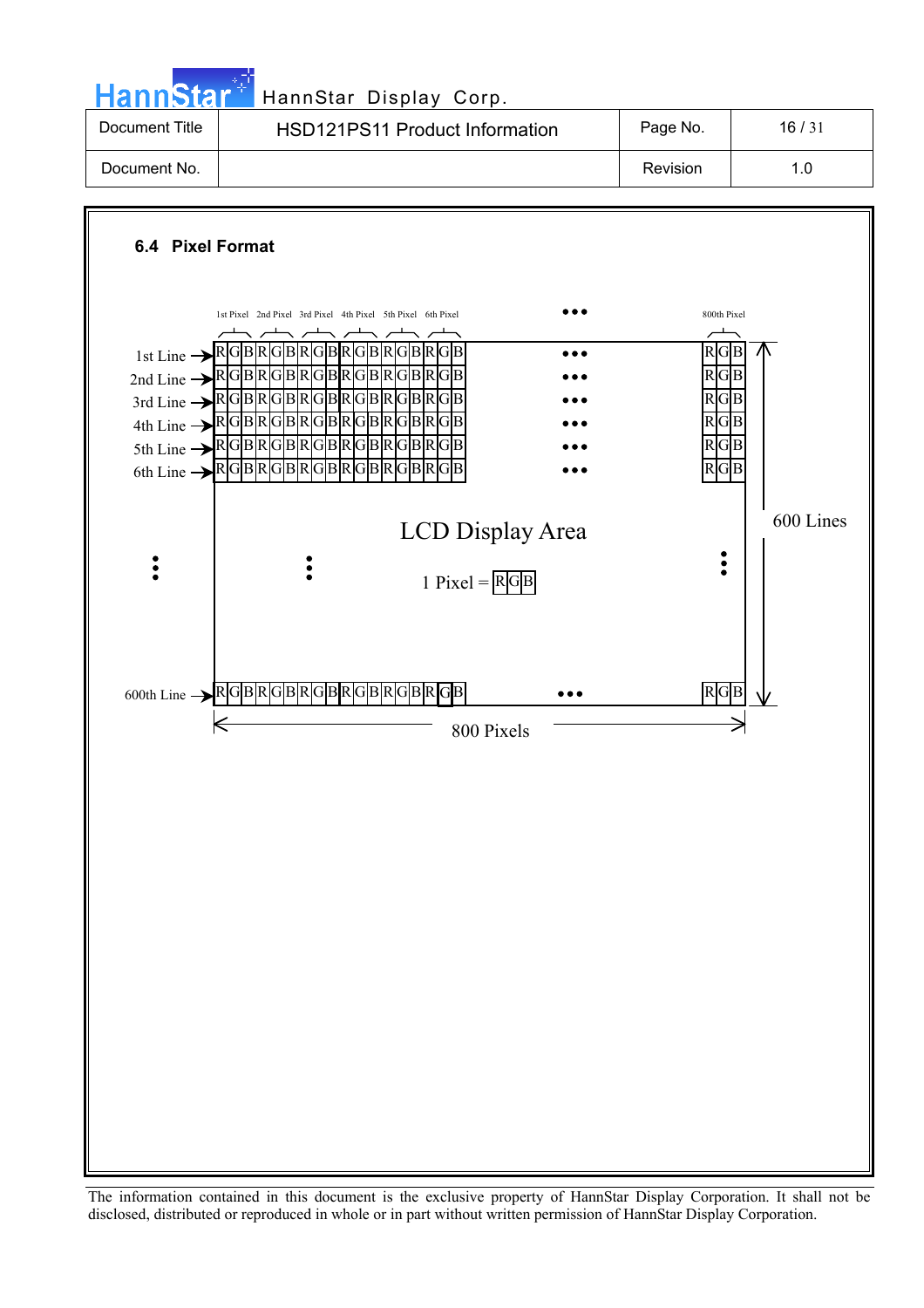### 6.4 Pixel Format

| | 1st Pixel | 2nd Pixel | 3rd Pixel | 4th Pixel | 5th Pixel | 6th Pixel | ••• | 800th Pixel |
|---|---|---|---|---|---|---|---|---|
| 1st Line | R G B | R G B | R G B | R G B | R G B | R G B | ••• | R G B |
| 2nd Line | R G B | R G B | R G B | R G B | R G B | R G B | ••• | R G B |
| 3rd Line | R G B | R G B | R G B | R G B | R G B | R G B | ••• | R G B |
| 4th Line | R G B | R G B | R G B | R G B | R G B | R G B | ••• | R G B |
| 5th Line | R G B | R G B | R G B | R G B | R G B | R G B | ••• | R G B |
| 6th Line | R G B | R G B | R G B | R G B | R G B | R G B | ••• | R G B |
| ⋮ | ⋮ | | | | | | | ⋮ |
| 600th Line | R G B | R G B | R G B | R G B | R G B | R G B | ••• | R G B |

LCD Display Area

1 Pixel = R G B

800 Pixels × 600 Lines

The information contained in this document is the exclusive property of HannStar Display Corporation. It shall not be disclosed, distributed or reproduced in whole or in part without written permission of HannStar Display Corporation.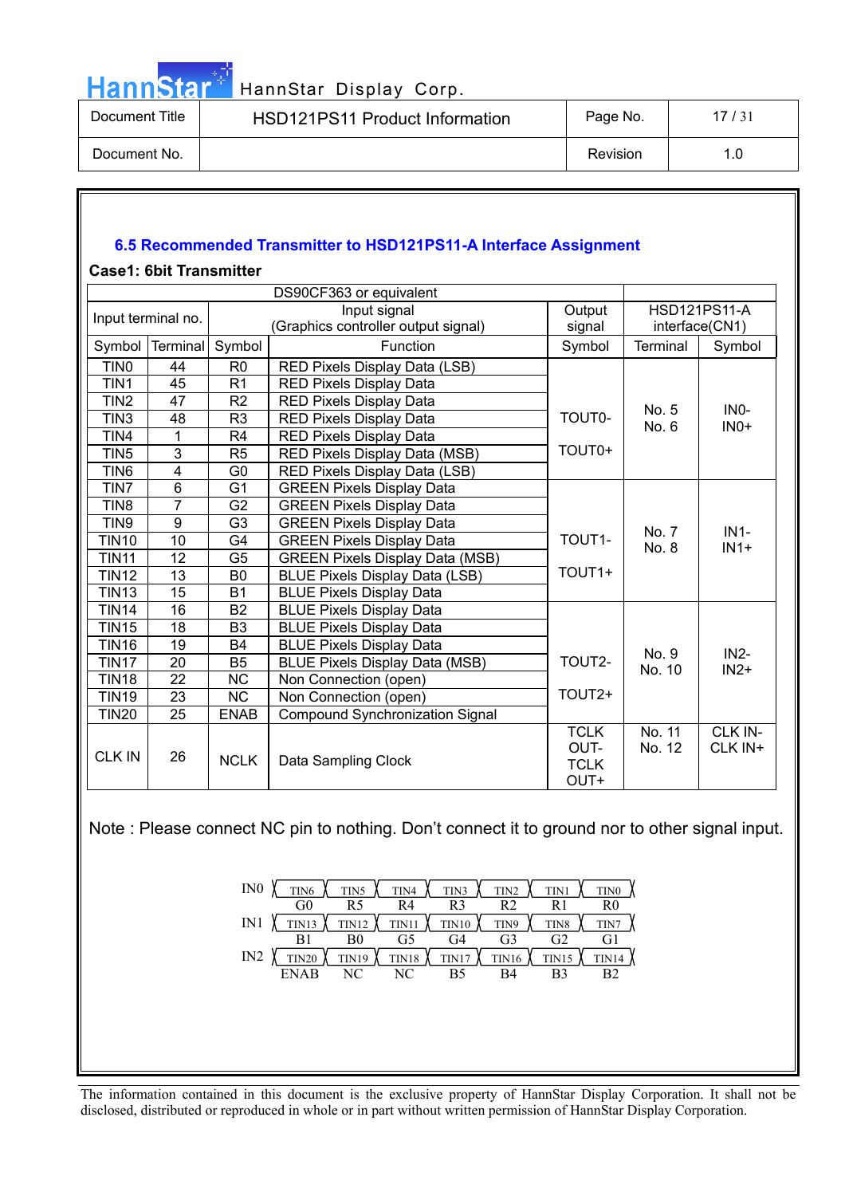### 6.5 Recommended Transmitter to HSD121PS11-A Interface Assignment

**Case1: 6bit Transmitter**

| DS90CF363 or equivalent | | | | | HSD121PS11-A interface(CN1) | |
|---|---|---|---|---|---|---|
| Input terminal no. | | Input signal (Graphics controller output signal) | | Output signal | | |
| Symbol | Terminal | Symbol | Function | Symbol | Terminal | Symbol |
| TIN0 | 44 | R0 | RED Pixels Display Data (LSB) | TOUT0- TOUT0+ | No. 5 No. 6 | IN0- IN0+ |
| TIN1 | 45 | R1 | RED Pixels Display Data | | | |
| TIN2 | 47 | R2 | RED Pixels Display Data | | | |
| TIN3 | 48 | R3 | RED Pixels Display Data | | | |
| TIN4 | 1 | R4 | RED Pixels Display Data | | | |
| TIN5 | 3 | R5 | RED Pixels Display Data (MSB) | | | |
| TIN6 | 4 | G0 | RED Pixels Display Data (LSB) | | | |
| TIN7 | 6 | G1 | GREEN Pixels Display Data | TOUT1- TOUT1+ | No. 7 No. 8 | IN1- IN1+ |
| TIN8 | 7 | G2 | GREEN Pixels Display Data | | | |
| TIN9 | 9 | G3 | GREEN Pixels Display Data | | | |
| TIN10 | 10 | G4 | GREEN Pixels Display Data | | | |
| TIN11 | 12 | G5 | GREEN Pixels Display Data (MSB) | | | |
| TIN12 | 13 | B0 | BLUE Pixels Display Data (LSB) | | | |
| TIN13 | 15 | B1 | BLUE Pixels Display Data | | | |
| TIN14 | 16 | B2 | BLUE Pixels Display Data | TOUT2- TOUT2+ | No. 9 No. 10 | IN2- IN2+ |
| TIN15 | 18 | B3 | BLUE Pixels Display Data | | | |
| TIN16 | 19 | B4 | BLUE Pixels Display Data | | | |
| TIN17 | 20 | B5 | BLUE Pixels Display Data (MSB) | | | |
| TIN18 | 22 | NC | Non Connection (open) | | | |
| TIN19 | 23 | NC | Non Connection (open) | | | |
| TIN20 | 25 | ENAB | Compound Synchronization Signal | | | |
| CLK IN | 26 | NCLK | Data Sampling Clock | TCLK OUT- TCLK OUT+ | No. 11 No. 12 | CLK IN- CLK IN+ |

Note : Please connect NC pin to nothing. Don't connect it to ground nor to other signal input.

| | | | | | | | |
|---|---|---|---|---|---|---|---|
| IN0 | TIN6 | TIN5 | TIN4 | TIN3 | TIN2 | TIN1 | TIN0 |
| | G0 | R5 | R4 | R3 | R2 | R1 | R0 |
| IN1 | TIN13 | TIN12 | TIN11 | TIN10 | TIN9 | TIN8 | TIN7 |
| | B1 | B0 | G5 | G4 | G3 | G2 | G1 |
| IN2 | TIN20 | TIN19 | TIN18 | TIN17 | TIN16 | TIN15 | TIN14 |
| | ENAB | NC | NC | B5 | B4 | B3 | B2 |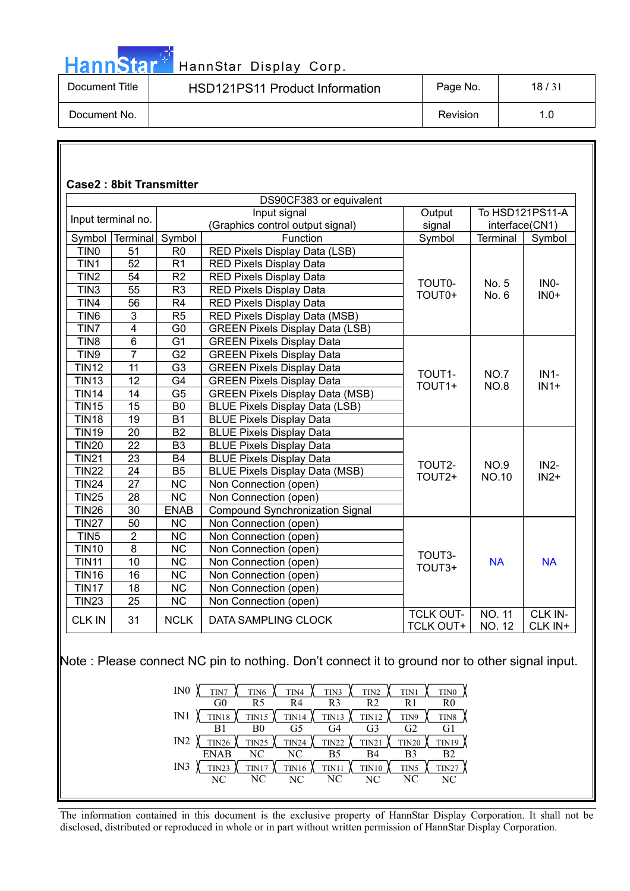### Case2 : 8bit Transmitter

| DS90CF383 or equivalent | | | | | | |
|---|---|---|---|---|---|---|
| Input terminal no. | | Input signal (Graphics control output signal) | | Output signal | To HSD121PS11-A interface(CN1) | |
| Symbol | Terminal | Symbol | Function | Symbol | Terminal | Symbol |
| TIN0 | 51 | R0 | RED Pixels Display Data (LSB) | TOUT0- TOUT0+ | No. 5 No. 6 | IN0- IN0+ |
| TIN1 | 52 | R1 | RED Pixels Display Data | | | |
| TIN2 | 54 | R2 | RED Pixels Display Data | | | |
| TIN3 | 55 | R3 | RED Pixels Display Data | | | |
| TIN4 | 56 | R4 | RED Pixels Display Data | | | |
| TIN6 | 3 | R5 | RED Pixels Display Data (MSB) | | | |
| TIN7 | 4 | G0 | GREEN Pixels Display Data (LSB) | | | |
| TIN8 | 6 | G1 | GREEN Pixels Display Data | TOUT1- TOUT1+ | NO.7 NO.8 | IN1- IN1+ |
| TIN9 | 7 | G2 | GREEN Pixels Display Data | | | |
| TIN12 | 11 | G3 | GREEN Pixels Display Data | | | |
| TIN13 | 12 | G4 | GREEN Pixels Display Data | | | |
| TIN14 | 14 | G5 | GREEN Pixels Display Data (MSB) | | | |
| TIN15 | 15 | B0 | BLUE Pixels Display Data (LSB) | | | |
| TIN18 | 19 | B1 | BLUE Pixels Display Data | | | |
| TIN19 | 20 | B2 | BLUE Pixels Display Data | TOUT2- TOUT2+ | NO.9 NO.10 | IN2- IN2+ |
| TIN20 | 22 | B3 | BLUE Pixels Display Data | | | |
| TIN21 | 23 | B4 | BLUE Pixels Display Data | | | |
| TIN22 | 24 | B5 | BLUE Pixels Display Data (MSB) | | | |
| TIN24 | 27 | NC | Non Connection (open) | | | |
| TIN25 | 28 | NC | Non Connection (open) | | | |
| TIN26 | 30 | ENAB | Compound Synchronization Signal | | | |
| TIN27 | 50 | NC | Non Connection (open) | TOUT3- TOUT3+ | NA | NA |
| TIN5 | 2 | NC | Non Connection (open) | | | |
| TIN10 | 8 | NC | Non Connection (open) | | | |
| TIN11 | 10 | NC | Non Connection (open) | | | |
| TIN16 | 16 | NC | Non Connection (open) | | | |
| TIN17 | 18 | NC | Non Connection (open) | | | |
| TIN23 | 25 | NC | Non Connection (open) | | | |
| CLK IN | 31 | NCLK | DATA SAMPLING CLOCK | TCLK OUT- TCLK OUT+ | NO. 11 NO. 12 | CLK IN- CLK IN+ |

Note : Please connect NC pin to nothing. Don't connect it to ground nor to other signal input.

| | | | | | | | |
|---|---|---|---|---|---|---|---|
| IN0 | TIN7 | TIN6 | TIN4 | TIN3 | TIN2 | TIN1 | TIN0 |
| | G0 | R5 | R4 | R3 | R2 | R1 | R0 |
| IN1 | TIN18 | TIN15 | TIN14 | TIN13 | TIN12 | TIN9 | TIN8 |
| | B1 | B0 | G5 | G4 | G3 | G2 | G1 |
| IN2 | TIN26 | TIN25 | TIN24 | TIN22 | TIN21 | TIN20 | TIN19 |
| | ENAB | NC | NC | B5 | B4 | B3 | B2 |
| IN3 | TIN23 | TIN17 | TIN16 | TIN11 | TIN10 | TIN5 | TIN27 |
| | NC | NC | NC | NC | NC | NC | NC |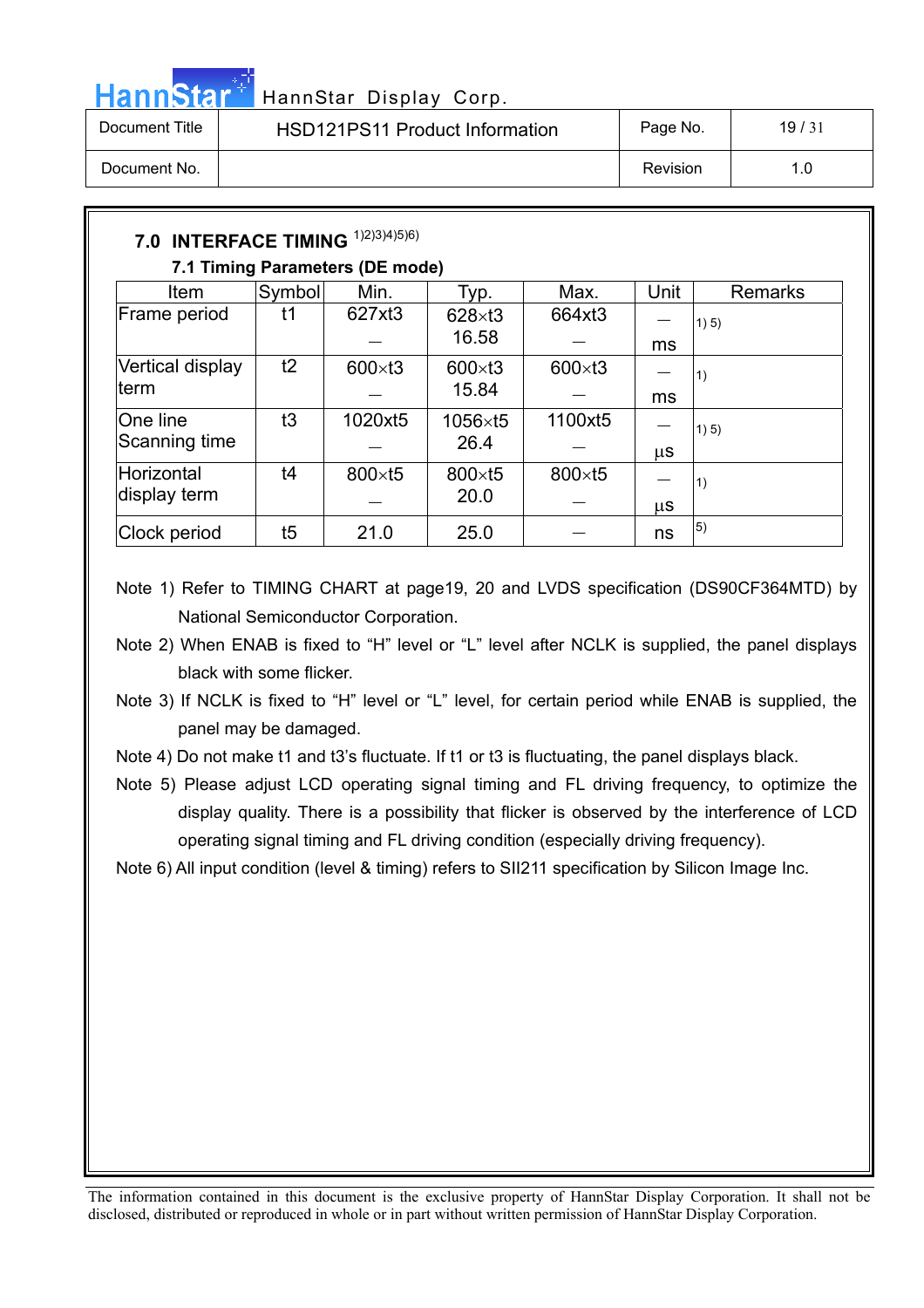## 7.0 INTERFACE TIMING 1)2)3)4)5)6)

### 7.1 Timing Parameters (DE mode)

| Item | Symbol | Min. | Typ. | Max. | Unit | Remarks |
|---|---|---|---|---|---|---|
| Frame period | t1 | 627xt3<br>— | 628×t3<br>16.58 | 664xt3<br>— | —<br>ms | 1) 5) |
| Vertical display term | t2 | 600×t3<br>— | 600×t3<br>15.84 | 600×t3<br>— | —<br>ms | 1) |
| One line Scanning time | t3 | 1020xt5<br>— | 1056×t5<br>26.4 | 1100xt5<br>— | —<br>μs | 1) 5) |
| Horizontal display term | t4 | 800×t5<br>— | 800×t5<br>20.0 | 800×t5<br>— | —<br>μs | 1) |
| Clock period | t5 | 21.0 | 25.0 | — | ns | 5) |

Note 1) Refer to TIMING CHART at page19, 20 and LVDS specification (DS90CF364MTD) by National Semiconductor Corporation.

Note 2) When ENAB is fixed to "H" level or "L" level after NCLK is supplied, the panel displays black with some flicker.

Note 3) If NCLK is fixed to "H" level or "L" level, for certain period while ENAB is supplied, the panel may be damaged.

Note 4) Do not make t1 and t3's fluctuate. If t1 or t3 is fluctuating, the panel displays black.

Note 5) Please adjust LCD operating signal timing and FL driving frequency, to optimize the display quality. There is a possibility that flicker is observed by the interference of LCD operating signal timing and FL driving condition (especially driving frequency).

Note 6) All input condition (level & timing) refers to SII211 specification by Silicon Image Inc.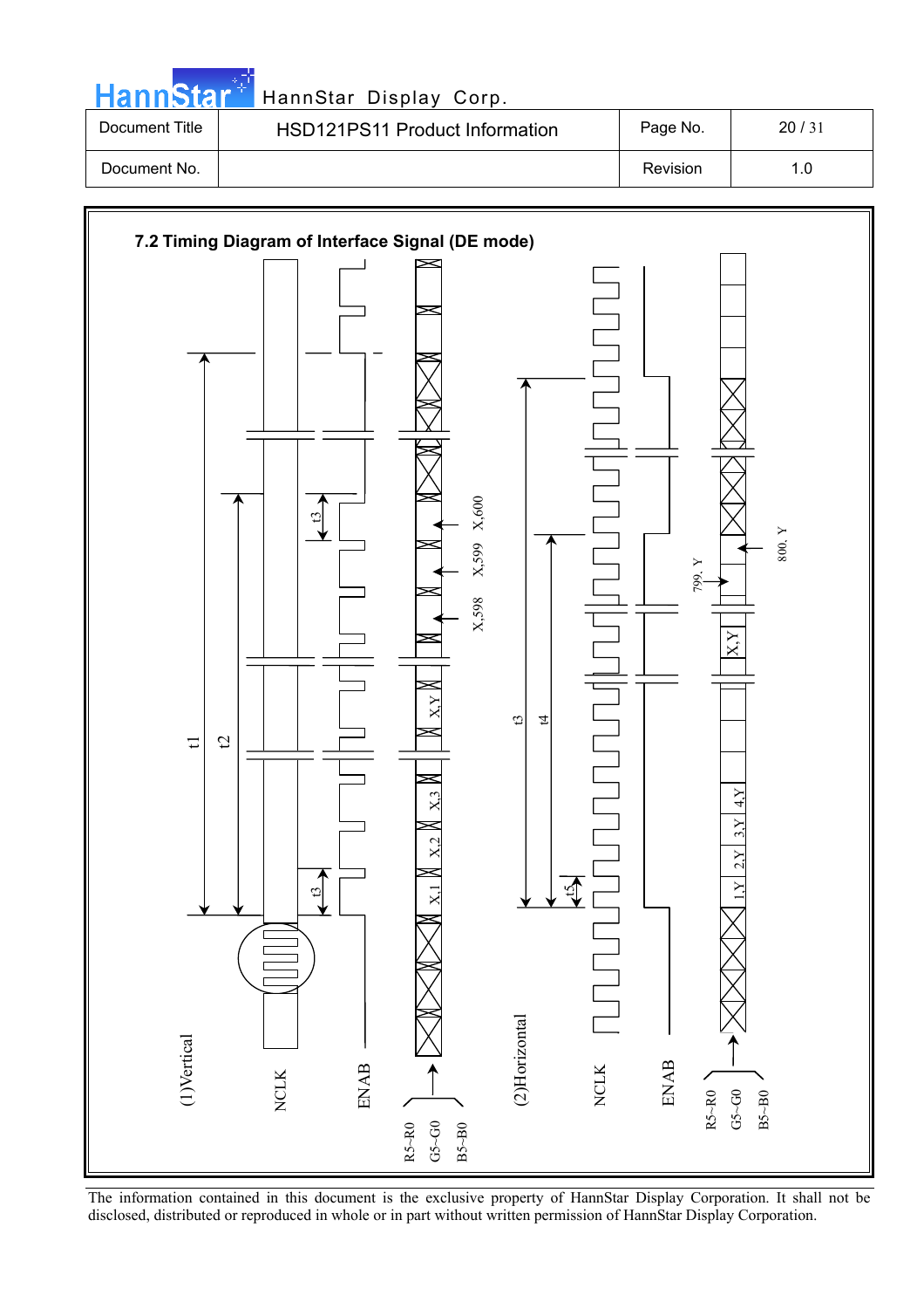## 7.2 Timing Diagram of Interface Signal (DE mode)

(1)Vertical

NCLK

ENAB

R5~R0
G5~G0
B5~B0

t1 t2 t3

X,1 X,2 X,3 X,Y X,598 X,599 X,600

(2)Horizontal

NCLK

ENAB

R5~R0
G5~G0
B5~B0

t3 t4 t5

1,Y 2,Y 3,Y 4,Y X,Y 799, Y 800, Y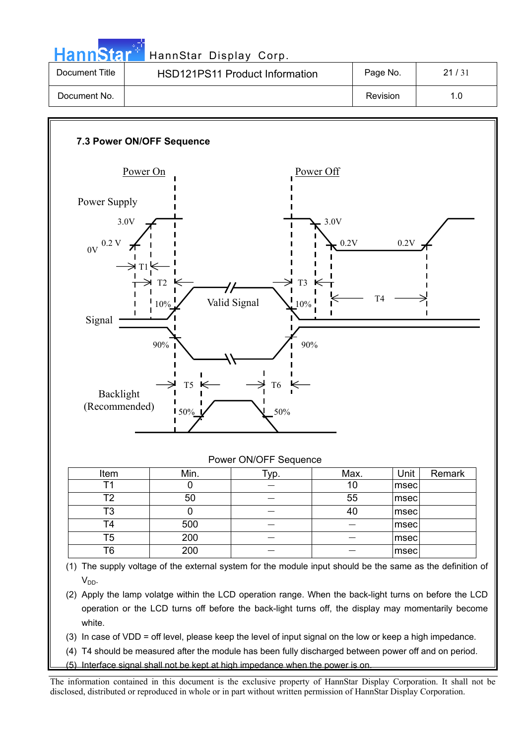### 7.3 Power ON/OFF Sequence

Power On

Power Off

Power Supply

3.0V

0.2 V

0V

T1

T2

3.0V

0.2V

0.2V

T3

T4

10%

Valid Signal

10%

Signal

90%

90%

T5

T6

Backlight (Recommended)

50%

50%

Power ON/OFF Sequence

| Item | Min. | Typ. | Max. | Unit | Remark |
|---|---|---|---|---|---|
| T1 | 0 | — | 10 | msec | |
| T2 | 50 | — | 55 | msec | |
| T3 | 0 | — | 40 | msec | |
| T4 | 500 | — | — | msec | |
| T5 | 200 | — | — | msec | |
| T6 | 200 | — | — | msec | |

(1) The supply voltage of the external system for the module input should be the same as the definition of $V_{DD}$.

(2) Apply the lamp volatge within the LCD operation range. When the back-light turns on before the LCD operation or the LCD turns off before the back-light turns off, the display may momentarily become white.

(3) In case of VDD = off level, please keep the level of input signal on the low or keep a high impedance.

(4) T4 should be measured after the module has been fully discharged between power off and on period.

(5) Interface signal shall not be kept at high impedance when the power is on.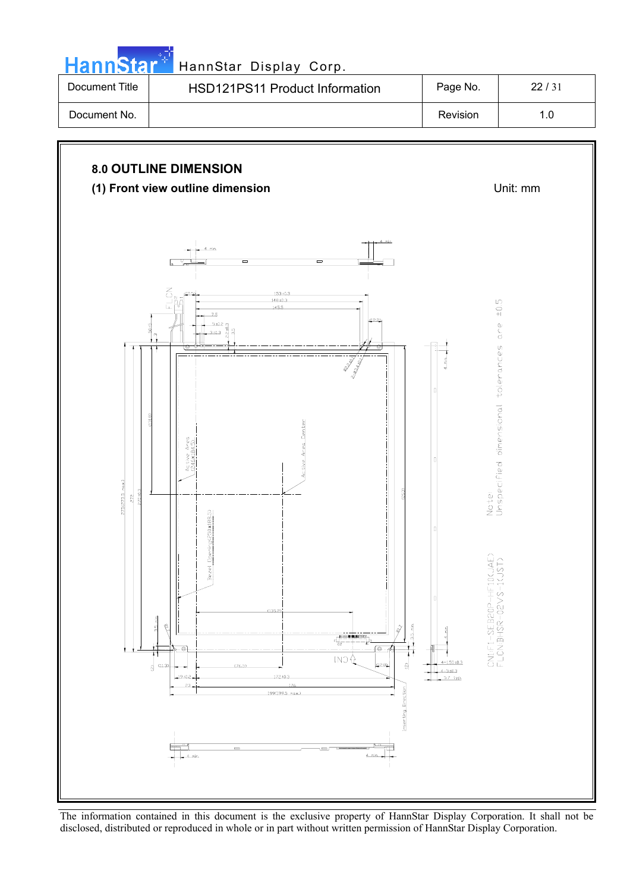| Document Title | HSD121PS11 Product Information | Page No. | 22 / 31 |
|---|---|---|---|
| Document No. | | Revision | 1.0 |

## 8.0 OUTLINE DIMENSION

### (1) Front view outline dimension

Unit: mm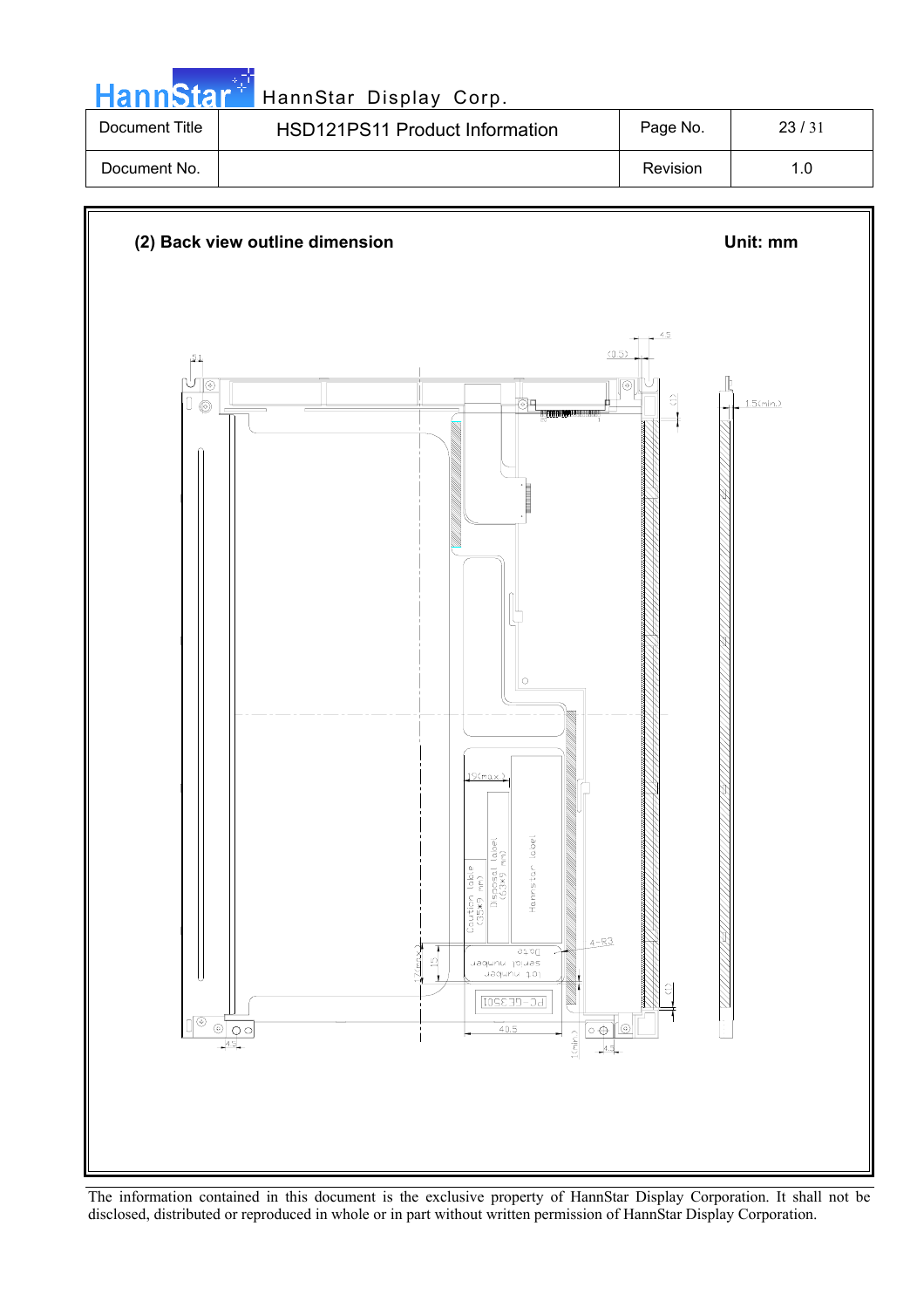## (2) Back view outline dimension

Unit: mm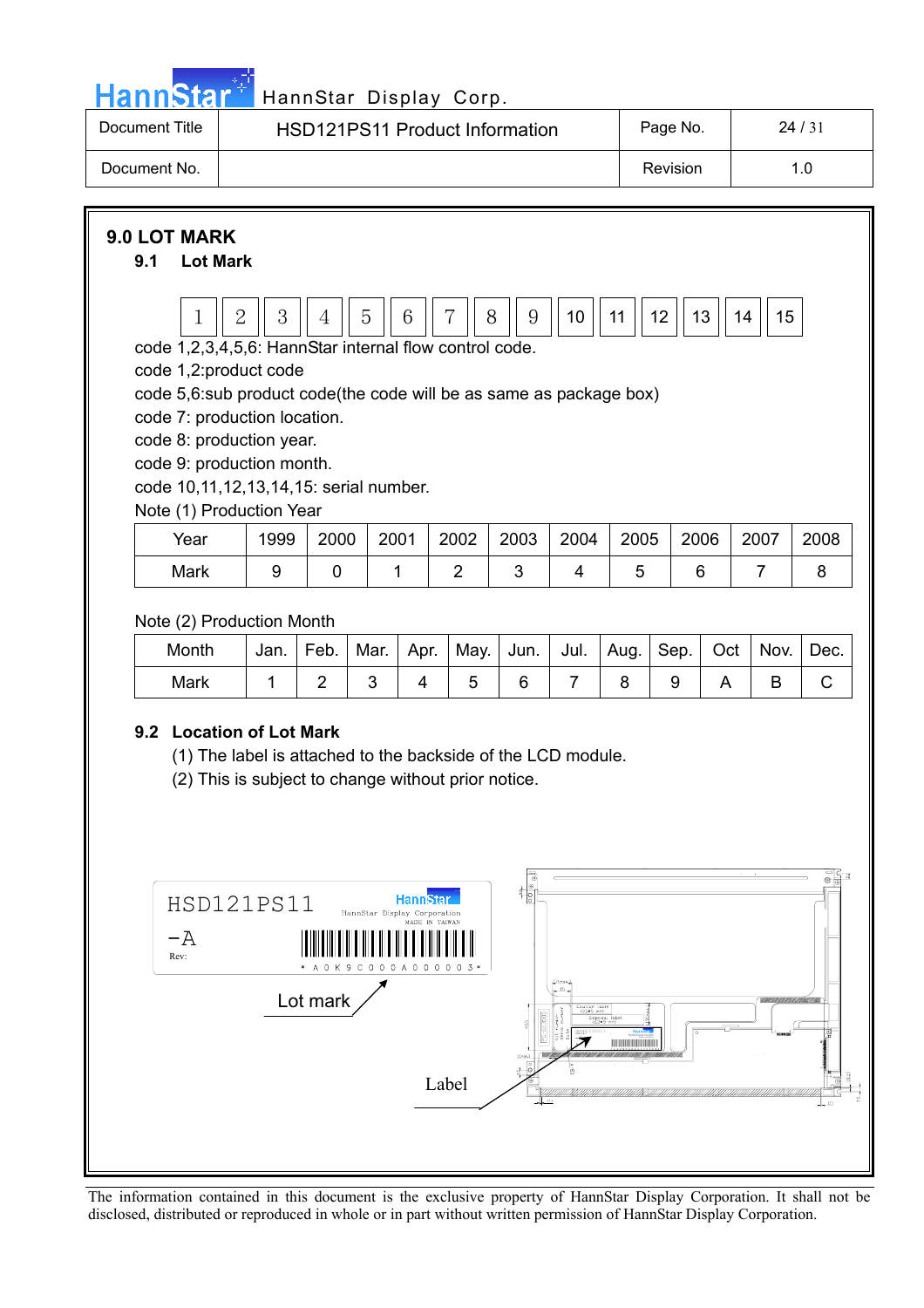# 9.0 LOT MARK

## 9.1 Lot Mark

| 1 | 2 | 3 | 4 | 5 | 6 | 7 | 8 | 9 | 10 | 11 | 12 | 13 | 14 | 15 |
|---|---|---|---|---|---|---|---|---|---|---|---|---|---|---|

code 1,2,3,4,5,6: HannStar internal flow control code.

code 1,2:product code

code 5,6:sub product code(the code will be as same as package box)

code 7: production location.

code 8: production year.

code 9: production month.

code 10,11,12,13,14,15: serial number.

Note (1) Production Year

| Year | 1999 | 2000 | 2001 | 2002 | 2003 | 2004 | 2005 | 2006 | 2007 | 2008 |
|---|---|---|---|---|---|---|---|---|---|---|
| Mark | 9 | 0 | 1 | 2 | 3 | 4 | 5 | 6 | 7 | 8 |

Note (2) Production Month

| Month | Jan. | Feb. | Mar. | Apr. | May. | Jun. | Jul. | Aug. | Sep. | Oct | Nov. | Dec. |
|---|---|---|---|---|---|---|---|---|---|---|---|---|
| Mark | 1 | 2 | 3 | 4 | 5 | 6 | 7 | 8 | 9 | A | B | C |

## 9.2 Location of Lot Mark

(1) The label is attached to the backside of the LCD module.

(2) This is subject to change without prior notice.

HSD121PS11
-A
Rev:

HannStar
HannStar Display Corporation
MADE IN TAIWAN

\* A 0 K 9 C 0 0 0 A 0 0 0 0 0 3 \*

Lot mark

Label

The information contained in this document is the exclusive property of HannStar Display Corporation. It shall not be disclosed, distributed or reproduced in whole or in part without written permission of HannStar Display Corporation.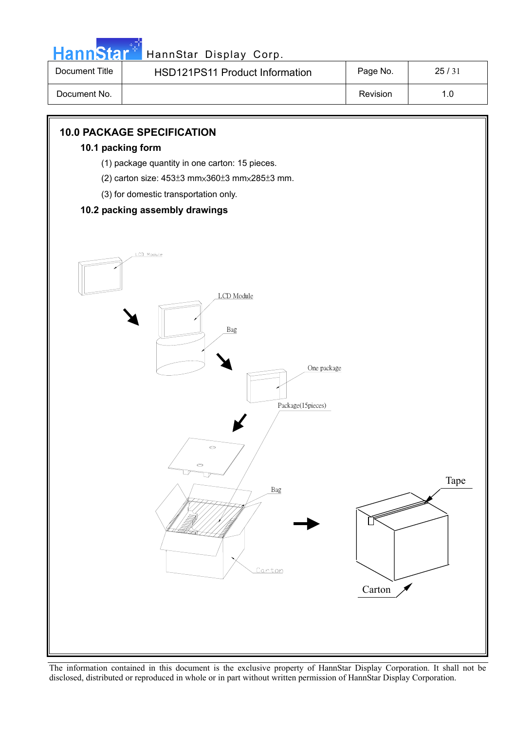# 10.0 PACKAGE SPECIFICATION

## 10.1 packing form

(1) package quantity in one carton: 15 pieces.

(2) carton size: 453±3 mm×360±3 mm×285±3 mm.

(3) for domestic transportation only.

## 10.2 packing assembly drawings

LCD Module

LCD Module

Bag

One package

Package(15pieces)

Bag

Carton

Tape

Carton

The information contained in this document is the exclusive property of HannStar Display Corporation. It shall not be disclosed, distributed or reproduced in whole or in part without written permission of HannStar Display Corporation.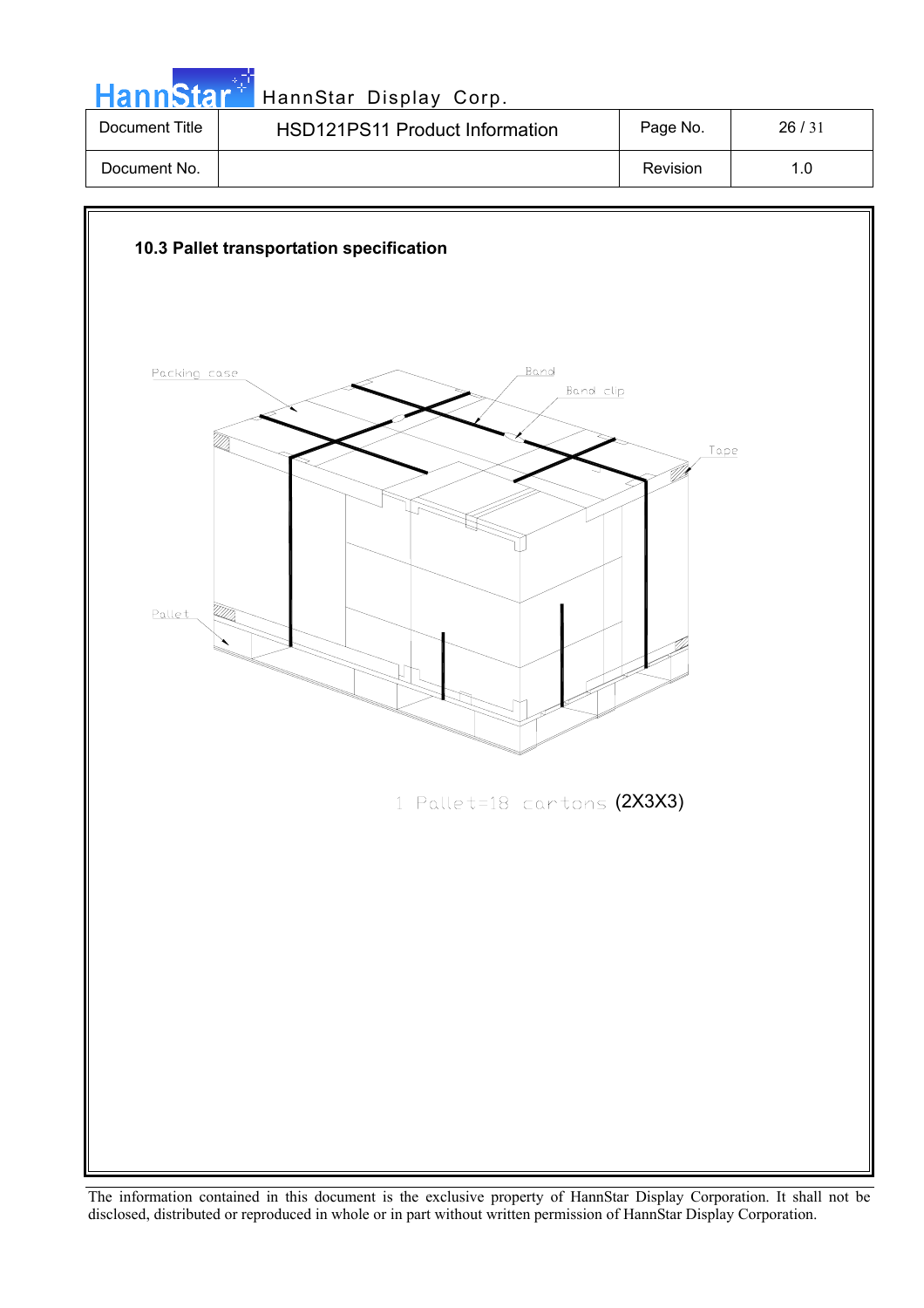### 10.3 Pallet transportation specification

Packing case

Band

Band clip

Tape

Pallet

1 Pallet=18 cartons (2X3X3)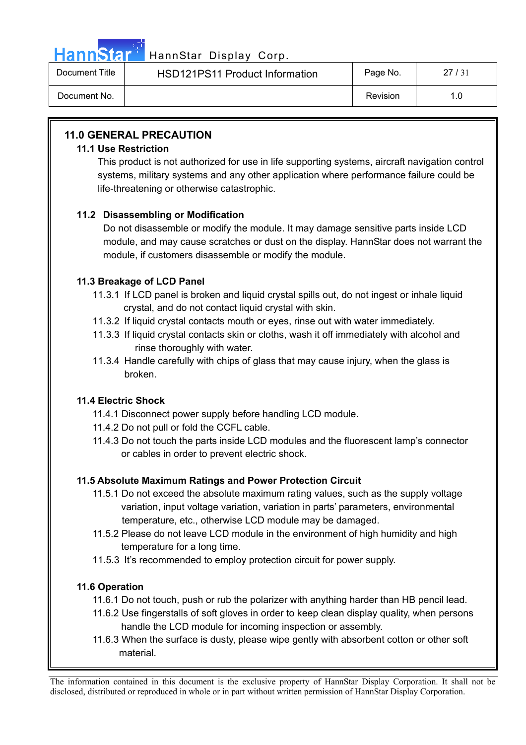## 11.0 GENERAL PRECAUTION

### 11.1 Use Restriction

This product is not authorized for use in life supporting systems, aircraft navigation control systems, military systems and any other application where performance failure could be life-threatening or otherwise catastrophic.

### 11.2 Disassembling or Modification

Do not disassemble or modify the module. It may damage sensitive parts inside LCD module, and may cause scratches or dust on the display. HannStar does not warrant the module, if customers disassemble or modify the module.

### 11.3 Breakage of LCD Panel

11.3.1 If LCD panel is broken and liquid crystal spills out, do not ingest or inhale liquid crystal, and do not contact liquid crystal with skin.

11.3.2 If liquid crystal contacts mouth or eyes, rinse out with water immediately.

11.3.3 If liquid crystal contacts skin or cloths, wash it off immediately with alcohol and rinse thoroughly with water.

11.3.4 Handle carefully with chips of glass that may cause injury, when the glass is broken.

### 11.4 Electric Shock

11.4.1 Disconnect power supply before handling LCD module.

11.4.2 Do not pull or fold the CCFL cable.

11.4.3 Do not touch the parts inside LCD modules and the fluorescent lamp's connector or cables in order to prevent electric shock.

### 11.5 Absolute Maximum Ratings and Power Protection Circuit

11.5.1 Do not exceed the absolute maximum rating values, such as the supply voltage variation, input voltage variation, variation in parts' parameters, environmental temperature, etc., otherwise LCD module may be damaged.

11.5.2 Please do not leave LCD module in the environment of high humidity and high temperature for a long time.

11.5.3 It's recommended to employ protection circuit for power supply.

### 11.6 Operation

11.6.1 Do not touch, push or rub the polarizer with anything harder than HB pencil lead.

11.6.2 Use fingerstalls of soft gloves in order to keep clean display quality, when persons handle the LCD module for incoming inspection or assembly.

11.6.3 When the surface is dusty, please wipe gently with absorbent cotton or other soft material.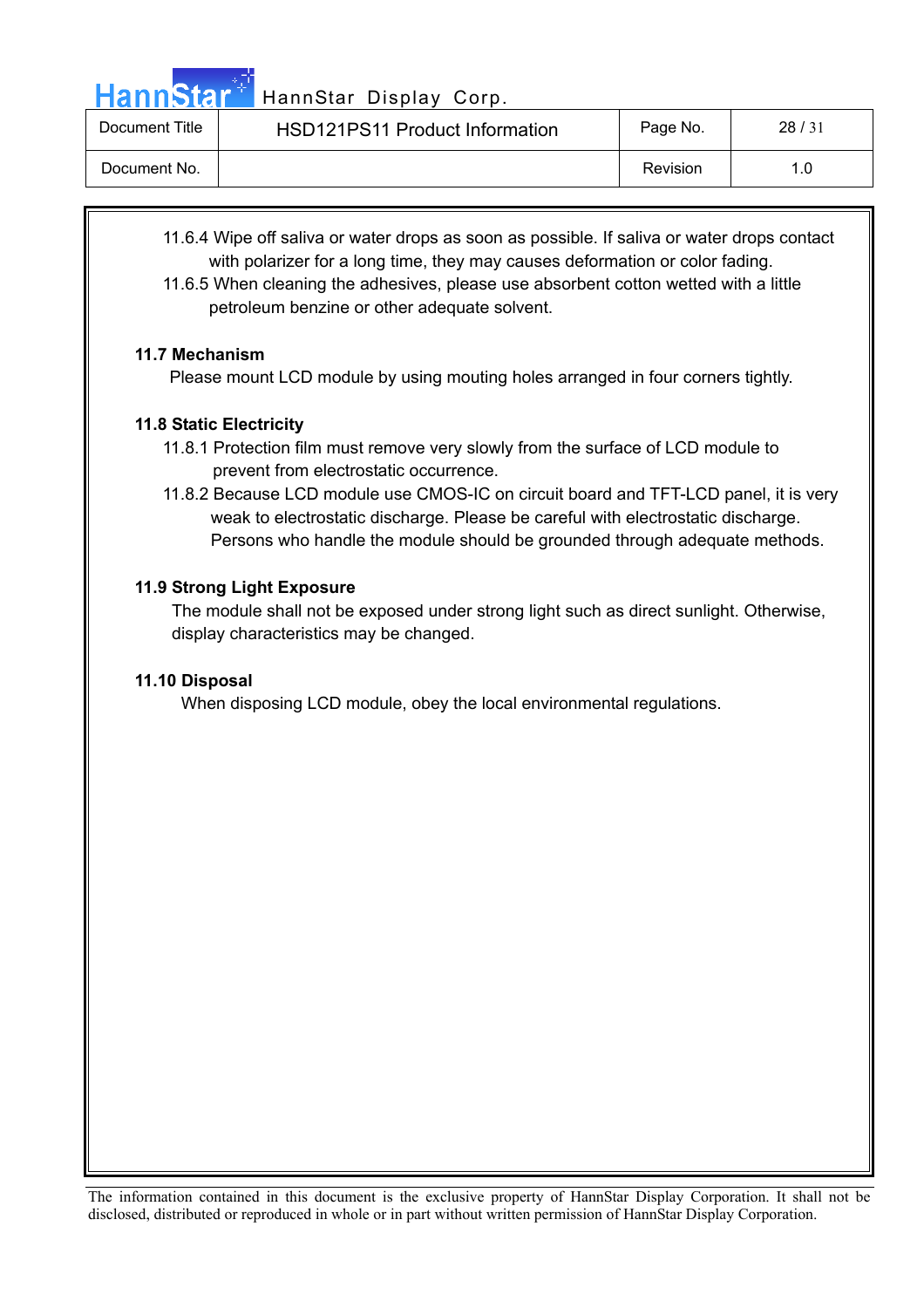11.6.4 Wipe off saliva or water drops as soon as possible. If saliva or water drops contact with polarizer for a long time, they may causes deformation or color fading.

11.6.5 When cleaning the adhesives, please use absorbent cotton wetted with a little petroleum benzine or other adequate solvent.

**11.7 Mechanism**

Please mount LCD module by using mouting holes arranged in four corners tightly.

**11.8 Static Electricity**

11.8.1 Protection film must remove very slowly from the surface of LCD module to prevent from electrostatic occurrence.

11.8.2 Because LCD module use CMOS-IC on circuit board and TFT-LCD panel, it is very weak to electrostatic discharge. Please be careful with electrostatic discharge. Persons who handle the module should be grounded through adequate methods.

**11.9 Strong Light Exposure**

The module shall not be exposed under strong light such as direct sunlight. Otherwise, display characteristics may be changed.

**11.10 Disposal**

When disposing LCD module, obey the local environmental regulations.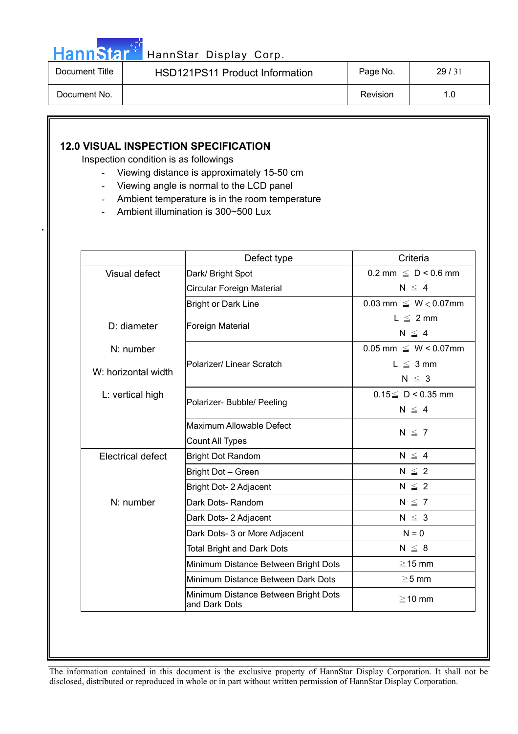## 12.0 VISUAL INSPECTION SPECIFICATION

Inspection condition is as followings

- Viewing distance is approximately 15-50 cm
- Viewing angle is normal to the LCD panel
- Ambient temperature is in the room temperature
- Ambient illumination is 300~500 Lux

| | Defect type | Criteria |
|---|---|---|
| Visual defect | Dark/ Bright Spot<br>Circular Foreign Material | 0.2 mm ≦ D < 0.6 mm<br>N ≦ 4 |
| D: diameter | Bright or Dark Line<br>Foreign Material | 0.03 mm ≦ W < 0.07mm<br>L ≦ 2 mm<br>N ≦ 4 |
| N: number<br>W: horizontal width | Polarizer/ Linear Scratch | 0.05 mm ≦ W < 0.07mm<br>L ≦ 3 mm<br>N ≦ 3 |
| L: vertical high | Polarizer- Bubble/ Peeling | 0.15≦ D < 0.35 mm<br>N ≦ 4 |
| | Maximum Allowable Defect Count All Types | N ≦ 7 |
| Electrical defect | Bright Dot Random | N ≦ 4 |
| | Bright Dot – Green | N ≦ 2 |
| | Bright Dot- 2 Adjacent | N ≦ 2 |
| N: number | Dark Dots- Random | N ≦ 7 |
| | Dark Dots- 2 Adjacent | N ≦ 3 |
| | Dark Dots- 3 or More Adjacent | N = 0 |
| | Total Bright and Dark Dots | N ≦ 8 |
| | Minimum Distance Between Bright Dots | ≧15 mm |
| | Minimum Distance Between Dark Dots | ≧5 mm |
| | Minimum Distance Between Bright Dots and Dark Dots | ≧10 mm |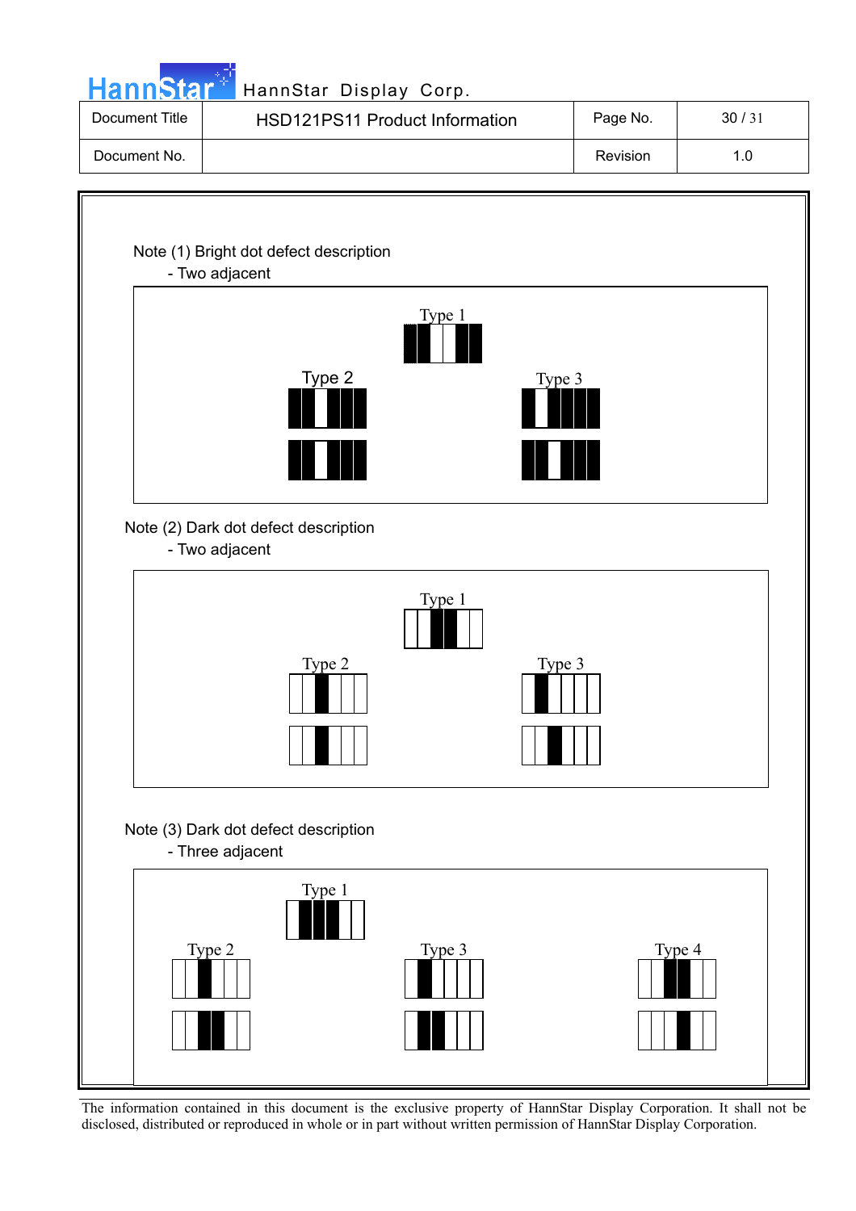Note (1) Bright dot defect description

- Two adjacent

Type 1

Type 2

Type 3

Note (2) Dark dot defect description

- Two adjacent

Type 1

Type 2

Type 3

Note (3) Dark dot defect description

- Three adjacent

Type 1

Type 2

Type 3

Type 4

The information contained in this document is the exclusive property of HannStar Display Corporation. It shall not be disclosed, distributed or reproduced in whole or in part without written permission of HannStar Display Corporation.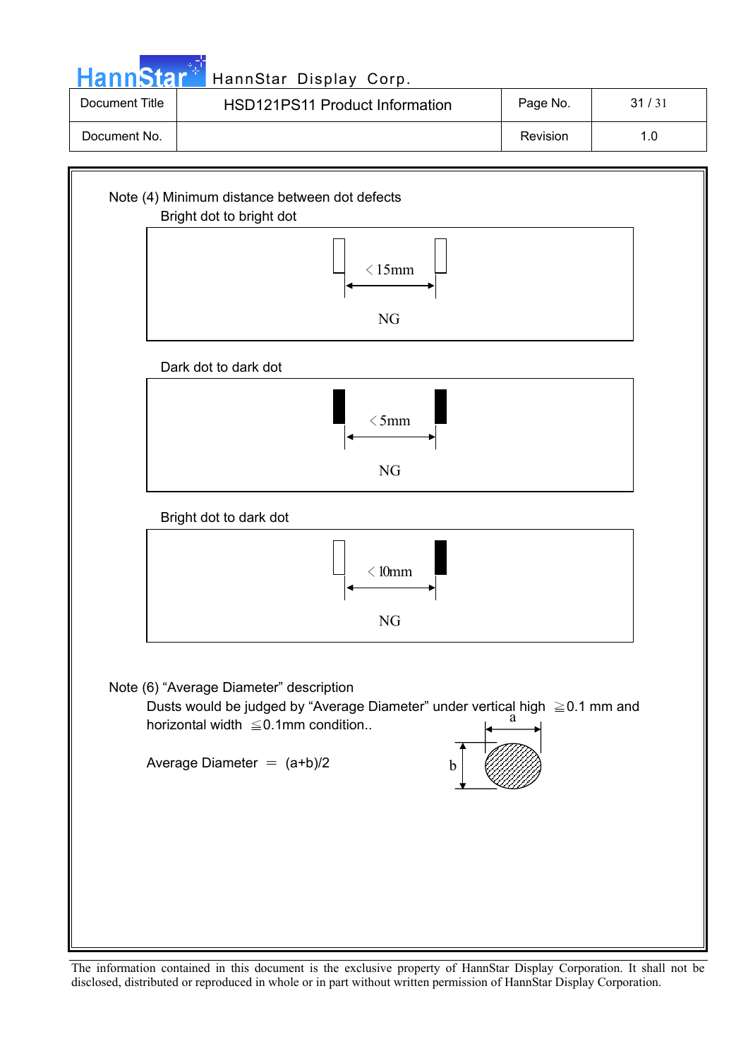Note (4) Minimum distance between dot defects

Bright dot to bright dot

＜15mm

NG

Dark dot to dark dot

＜5mm

NG

Bright dot to dark dot

＜10mm

NG

Note (6) "Average Diameter" description

Dusts would be judged by "Average Diameter" under vertical high ≧0.1 mm and horizontal width ≦0.1mm condition..

Average Diameter ＝ (a+b)/2

a

b

The information contained in this document is the exclusive property of HannStar Display Corporation. It shall not be disclosed, distributed or reproduced in whole or in part without written permission of HannStar Display Corporation.